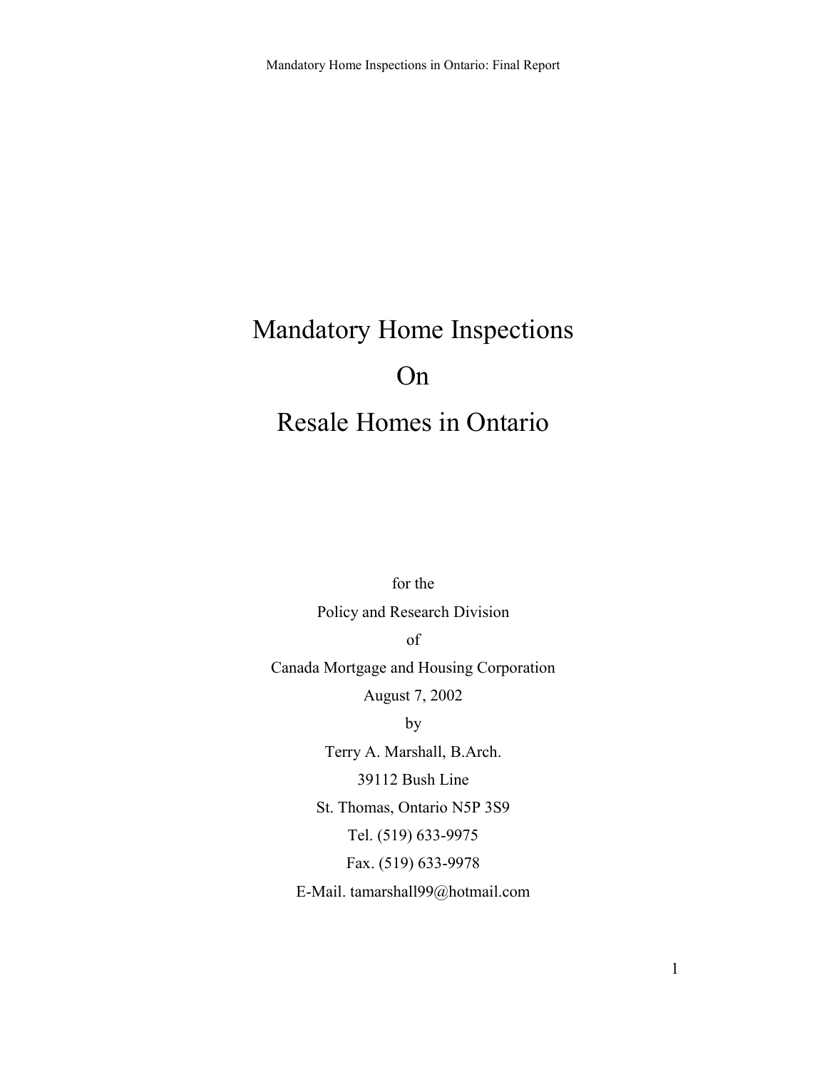# Mandatory Home Inspections On Resale Homes in Ontario

for the

Policy and Research Division

of

Canada Mortgage and Housing Corporation

August 7, 2002

by

Terry A. Marshall, B.Arch.

39112 Bush Line

St. Thomas, Ontario N5P 3S9

Tel. (519) 633-9975

Fax. (519) 633-9978

E-Mail. tamarshall99@hotmail.com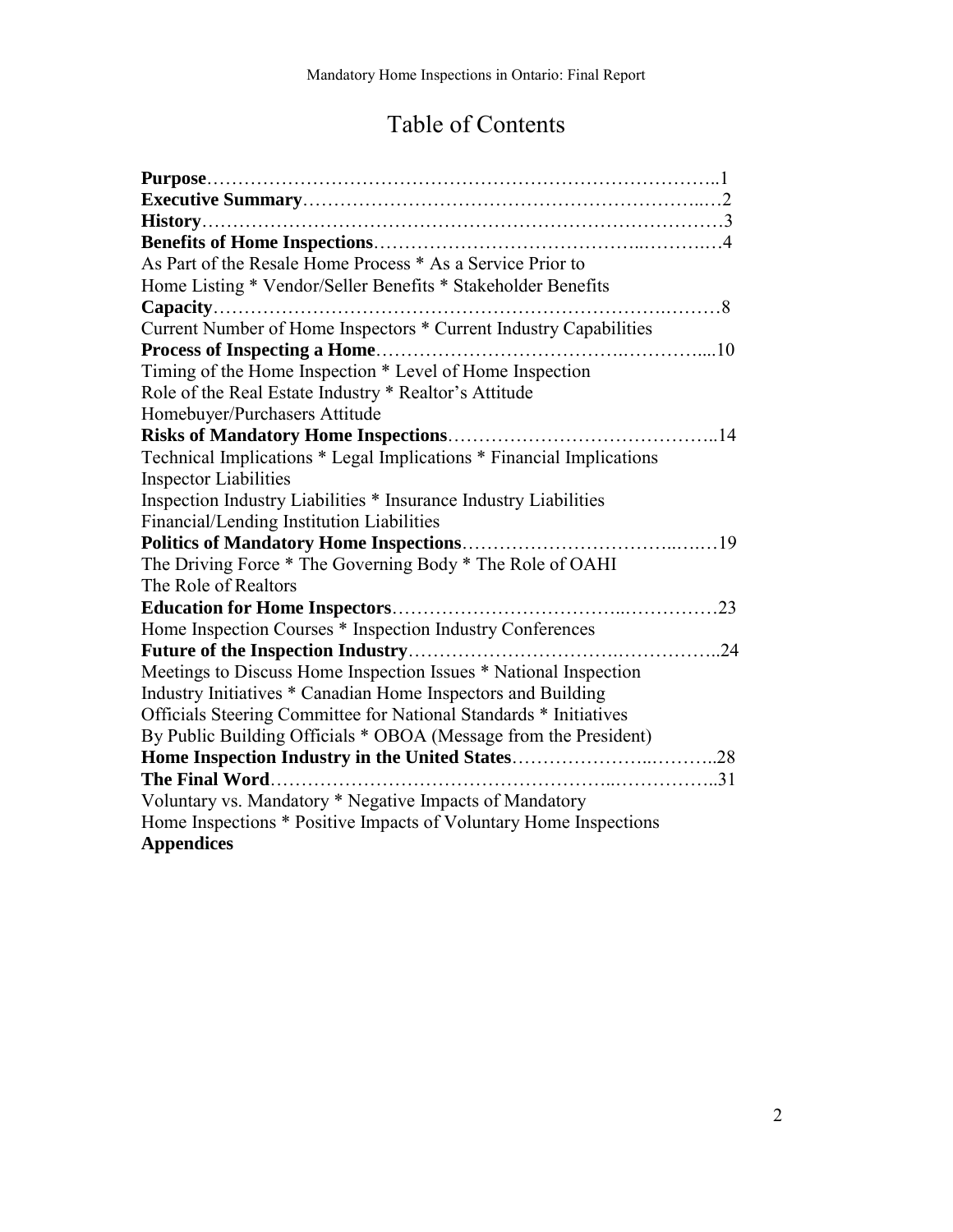# Table of Contents

**Purpose**……………………………………………………………………..1
**Executive Summary**……………………………………………………..…2
**History**………………………………………………………………………3
**Benefits of Home Inspections**…………………………………..………..…4
As Part of the Resale Home Process * As a Service Prior to Home Listing * Vendor/Seller Benefits * Stakeholder Benefits
**Capacity**………………………………………………………………..………8
Current Number of Home Inspectors * Current Industry Capabilities
**Process of Inspecting a Home**……………………………….…………....10
Timing of the Home Inspection * Level of Home Inspection
Role of the Real Estate Industry * Realtor's Attitude
Homebuyer/Purchasers Attitude
**Risks of Mandatory Home Inspections**……………………………………..14
Technical Implications * Legal Implications * Financial Implications
Inspector Liabilities
Inspection Industry Liabilities * Insurance Industry Liabilities
Financial/Lending Institution Liabilities
**Politics of Mandatory Home Inspections**…………………………..…..…19
The Driving Force * The Governing Body * The Role of OAHI
The Role of Realtors
**Education for Home Inspectors**……………………………..……………23
Home Inspection Courses * Inspection Industry Conferences
**Future of the Inspection Industry**………………………….……………..24
Meetings to Discuss Home Inspection Issues * National Inspection Industry Initiatives * Canadian Home Inspectors and Building Officials Steering Committee for National Standards * Initiatives By Public Building Officials * OBOA (Message from the President)
**Home Inspection Industry in the United States**………………..………..28
**The Final Word**……………………………………………..……………..31
Voluntary vs. Mandatory * Negative Impacts of Mandatory Home Inspections * Positive Impacts of Voluntary Home Inspections
**Appendices**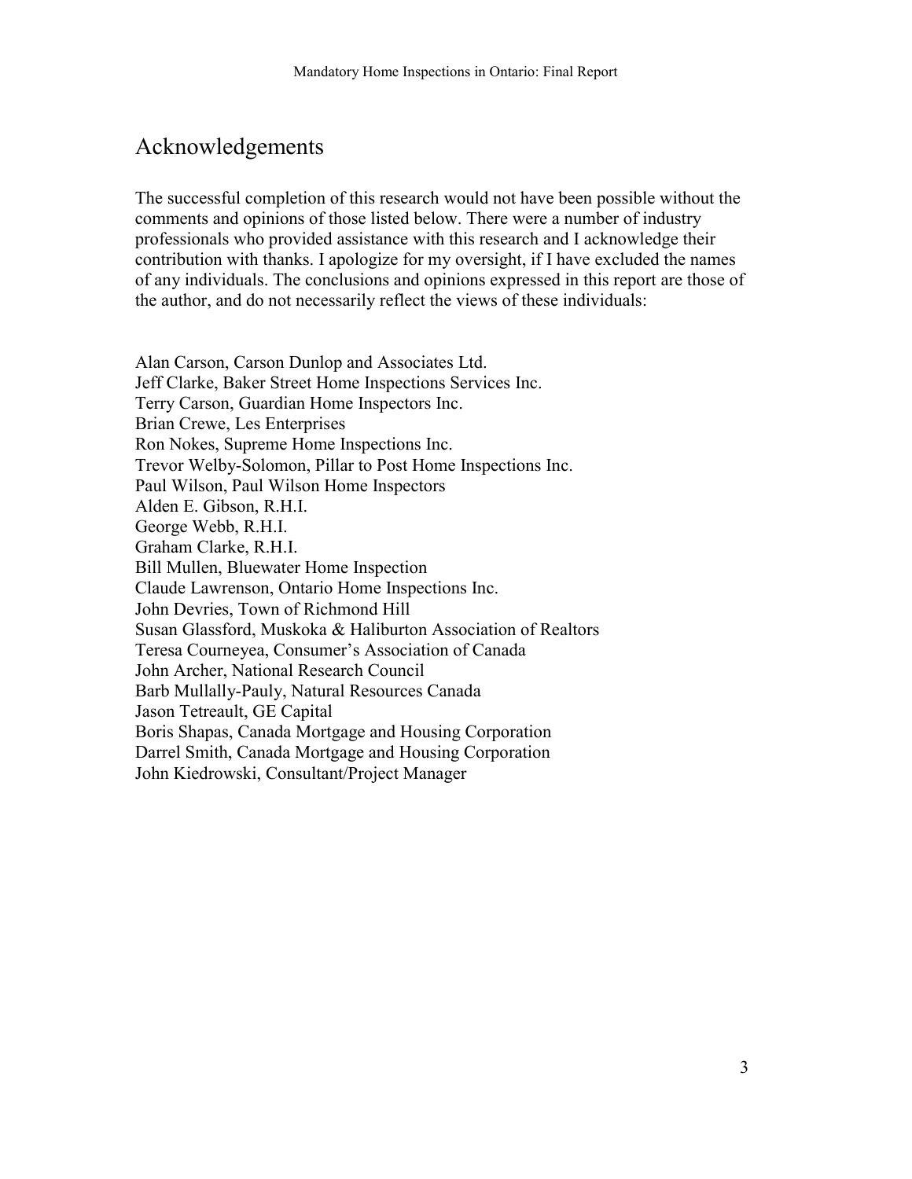# Acknowledgements

The successful completion of this research would not have been possible without the comments and opinions of those listed below. There were a number of industry professionals who provided assistance with this research and I acknowledge their contribution with thanks. I apologize for my oversight, if I have excluded the names of any individuals. The conclusions and opinions expressed in this report are those of the author, and do not necessarily reflect the views of these individuals:

Alan Carson, Carson Dunlop and Associates Ltd.
Jeff Clarke, Baker Street Home Inspections Services Inc.
Terry Carson, Guardian Home Inspectors Inc.
Brian Crewe, Les Enterprises
Ron Nokes, Supreme Home Inspections Inc.
Trevor Welby-Solomon, Pillar to Post Home Inspections Inc.
Paul Wilson, Paul Wilson Home Inspectors
Alden E. Gibson, R.H.I.
George Webb, R.H.I.
Graham Clarke, R.H.I.
Bill Mullen, Bluewater Home Inspection
Claude Lawrenson, Ontario Home Inspections Inc.
John Devries, Town of Richmond Hill
Susan Glassford, Muskoka & Haliburton Association of Realtors
Teresa Courneyea, Consumer's Association of Canada
John Archer, National Research Council
Barb Mullally-Pauly, Natural Resources Canada
Jason Tetreault, GE Capital
Boris Shapas, Canada Mortgage and Housing Corporation
Darrel Smith, Canada Mortgage and Housing Corporation
John Kiedrowski, Consultant/Project Manager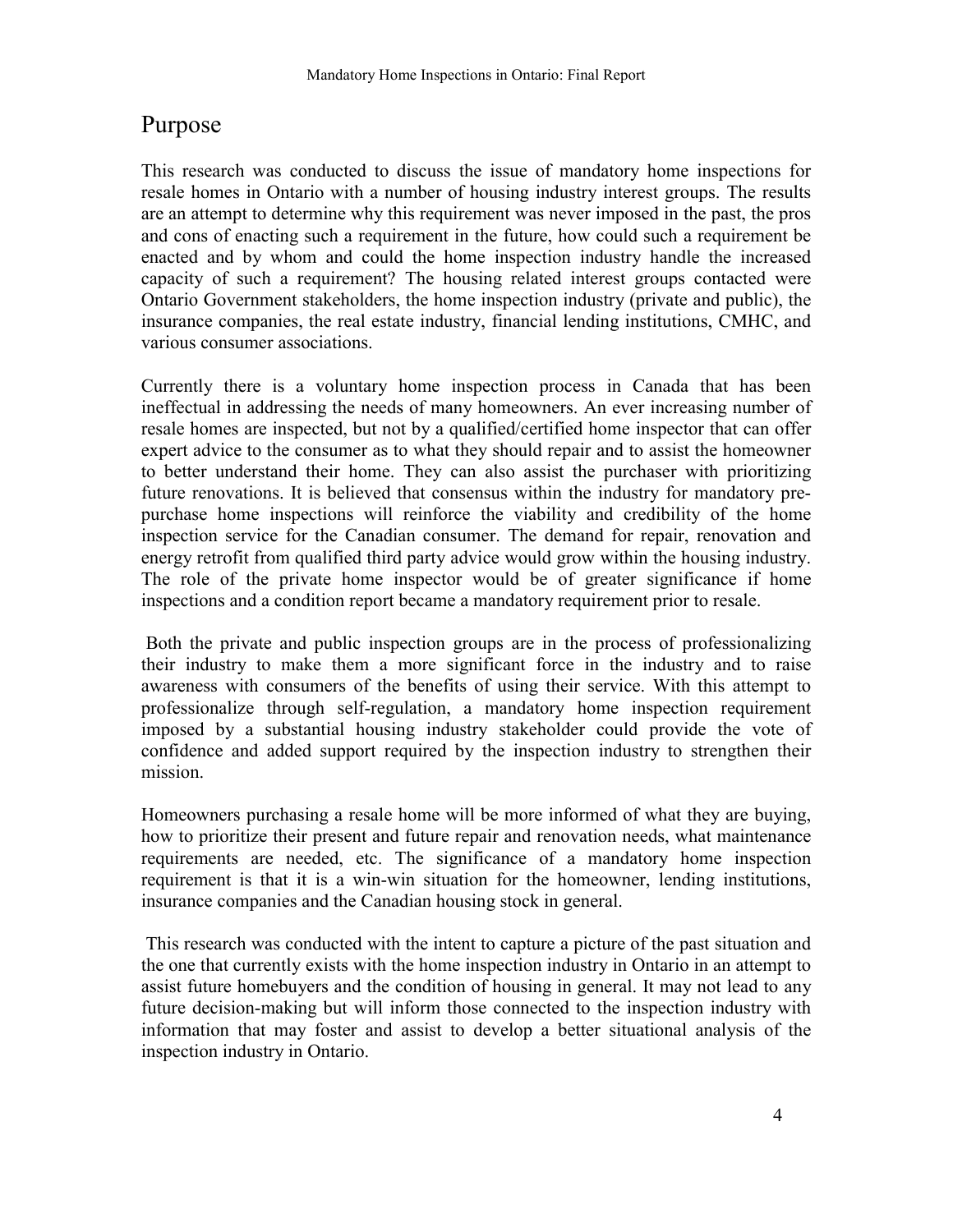# Purpose

This research was conducted to discuss the issue of mandatory home inspections for resale homes in Ontario with a number of housing industry interest groups. The results are an attempt to determine why this requirement was never imposed in the past, the pros and cons of enacting such a requirement in the future, how could such a requirement be enacted and by whom and could the home inspection industry handle the increased capacity of such a requirement? The housing related interest groups contacted were Ontario Government stakeholders, the home inspection industry (private and public), the insurance companies, the real estate industry, financial lending institutions, CMHC, and various consumer associations.

Currently there is a voluntary home inspection process in Canada that has been ineffectual in addressing the needs of many homeowners. An ever increasing number of resale homes are inspected, but not by a qualified/certified home inspector that can offer expert advice to the consumer as to what they should repair and to assist the homeowner to better understand their home. They can also assist the purchaser with prioritizing future renovations. It is believed that consensus within the industry for mandatory pre-purchase home inspections will reinforce the viability and credibility of the home inspection service for the Canadian consumer. The demand for repair, renovation and energy retrofit from qualified third party advice would grow within the housing industry. The role of the private home inspector would be of greater significance if home inspections and a condition report became a mandatory requirement prior to resale.

Both the private and public inspection groups are in the process of professionalizing their industry to make them a more significant force in the industry and to raise awareness with consumers of the benefits of using their service. With this attempt to professionalize through self-regulation, a mandatory home inspection requirement imposed by a substantial housing industry stakeholder could provide the vote of confidence and added support required by the inspection industry to strengthen their mission.

Homeowners purchasing a resale home will be more informed of what they are buying, how to prioritize their present and future repair and renovation needs, what maintenance requirements are needed, etc. The significance of a mandatory home inspection requirement is that it is a win-win situation for the homeowner, lending institutions, insurance companies and the Canadian housing stock in general.

This research was conducted with the intent to capture a picture of the past situation and the one that currently exists with the home inspection industry in Ontario in an attempt to assist future homebuyers and the condition of housing in general. It may not lead to any future decision-making but will inform those connected to the inspection industry with information that may foster and assist to develop a better situational analysis of the inspection industry in Ontario.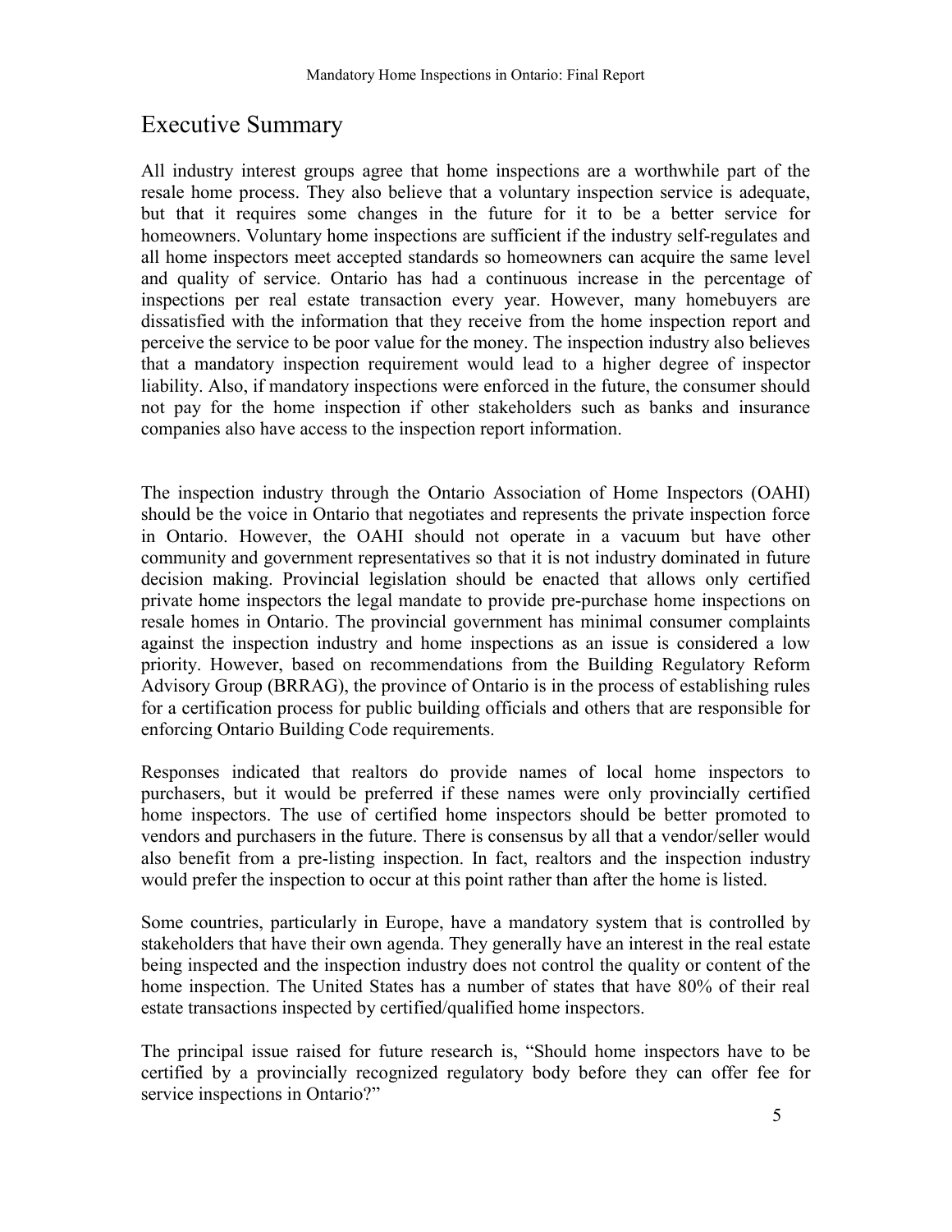# Executive Summary

All industry interest groups agree that home inspections are a worthwhile part of the resale home process. They also believe that a voluntary inspection service is adequate, but that it requires some changes in the future for it to be a better service for homeowners. Voluntary home inspections are sufficient if the industry self-regulates and all home inspectors meet accepted standards so homeowners can acquire the same level and quality of service. Ontario has had a continuous increase in the percentage of inspections per real estate transaction every year. However, many homebuyers are dissatisfied with the information that they receive from the home inspection report and perceive the service to be poor value for the money. The inspection industry also believes that a mandatory inspection requirement would lead to a higher degree of inspector liability. Also, if mandatory inspections were enforced in the future, the consumer should not pay for the home inspection if other stakeholders such as banks and insurance companies also have access to the inspection report information.

The inspection industry through the Ontario Association of Home Inspectors (OAHI) should be the voice in Ontario that negotiates and represents the private inspection force in Ontario. However, the OAHI should not operate in a vacuum but have other community and government representatives so that it is not industry dominated in future decision making. Provincial legislation should be enacted that allows only certified private home inspectors the legal mandate to provide pre-purchase home inspections on resale homes in Ontario. The provincial government has minimal consumer complaints against the inspection industry and home inspections as an issue is considered a low priority. However, based on recommendations from the Building Regulatory Reform Advisory Group (BRRAG), the province of Ontario is in the process of establishing rules for a certification process for public building officials and others that are responsible for enforcing Ontario Building Code requirements.

Responses indicated that realtors do provide names of local home inspectors to purchasers, but it would be preferred if these names were only provincially certified home inspectors. The use of certified home inspectors should be better promoted to vendors and purchasers in the future. There is consensus by all that a vendor/seller would also benefit from a pre-listing inspection. In fact, realtors and the inspection industry would prefer the inspection to occur at this point rather than after the home is listed.

Some countries, particularly in Europe, have a mandatory system that is controlled by stakeholders that have their own agenda. They generally have an interest in the real estate being inspected and the inspection industry does not control the quality or content of the home inspection. The United States has a number of states that have 80% of their real estate transactions inspected by certified/qualified home inspectors.

The principal issue raised for future research is, "Should home inspectors have to be certified by a provincially recognized regulatory body before they can offer fee for service inspections in Ontario?"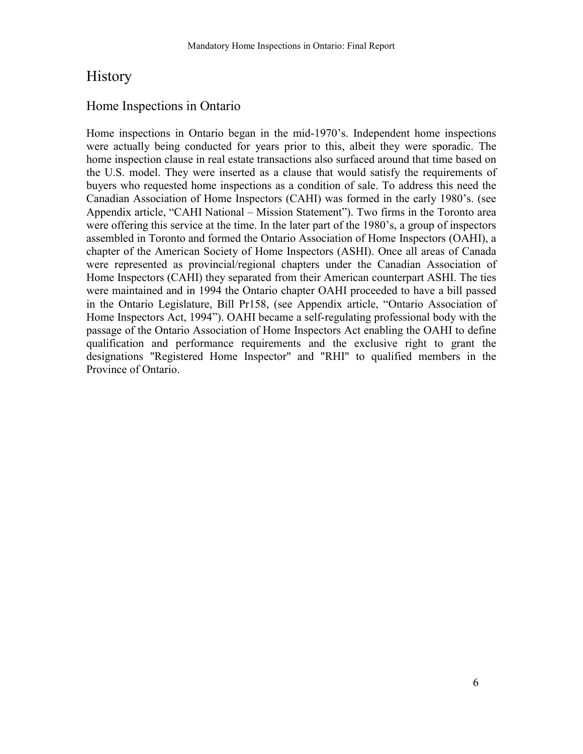# History

## Home Inspections in Ontario

Home inspections in Ontario began in the mid-1970's. Independent home inspections were actually being conducted for years prior to this, albeit they were sporadic. The home inspection clause in real estate transactions also surfaced around that time based on the U.S. model. They were inserted as a clause that would satisfy the requirements of buyers who requested home inspections as a condition of sale. To address this need the Canadian Association of Home Inspectors (CAHI) was formed in the early 1980's. (see Appendix article, "CAHI National – Mission Statement"). Two firms in the Toronto area were offering this service at the time. In the later part of the 1980's, a group of inspectors assembled in Toronto and formed the Ontario Association of Home Inspectors (OAHI), a chapter of the American Society of Home Inspectors (ASHI). Once all areas of Canada were represented as provincial/regional chapters under the Canadian Association of Home Inspectors (CAHI) they separated from their American counterpart ASHI. The ties were maintained and in 1994 the Ontario chapter OAHI proceeded to have a bill passed in the Ontario Legislature, Bill Pr158, (see Appendix article, "Ontario Association of Home Inspectors Act, 1994"). OAHI became a self-regulating professional body with the passage of the Ontario Association of Home Inspectors Act enabling the OAHI to define qualification and performance requirements and the exclusive right to grant the designations "Registered Home Inspector" and "RHI" to qualified members in the Province of Ontario.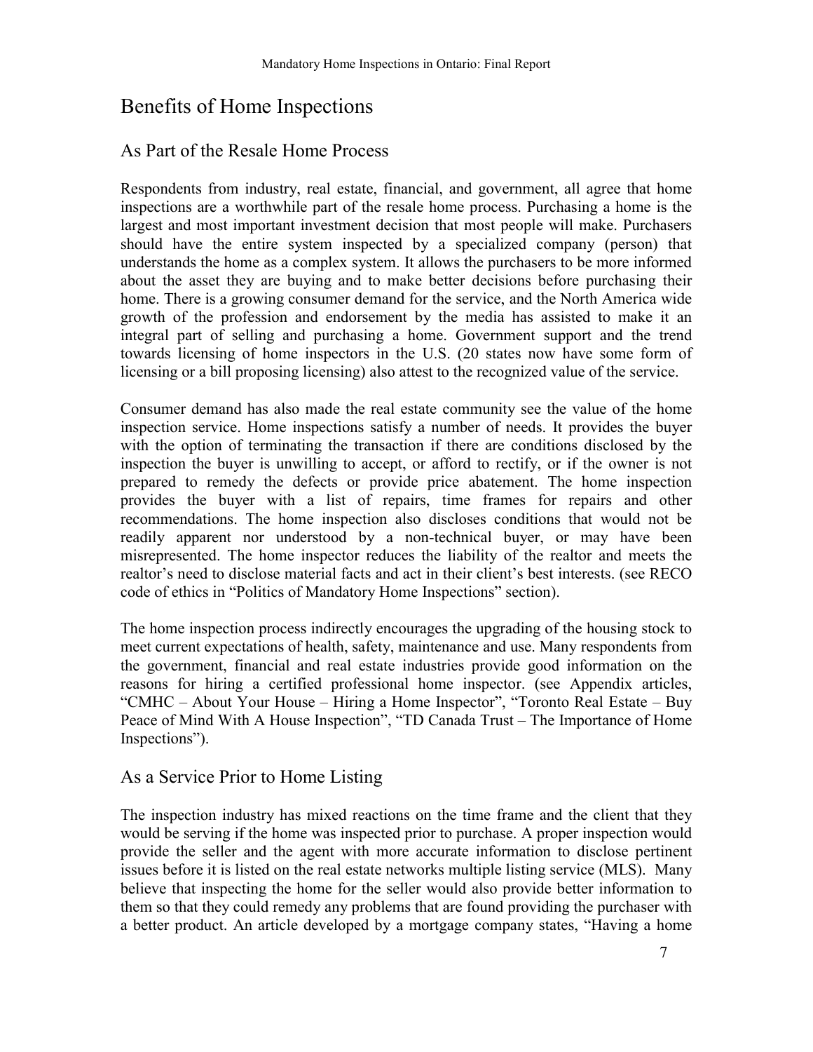# Benefits of Home Inspections

## As Part of the Resale Home Process

Respondents from industry, real estate, financial, and government, all agree that home inspections are a worthwhile part of the resale home process. Purchasing a home is the largest and most important investment decision that most people will make. Purchasers should have the entire system inspected by a specialized company (person) that understands the home as a complex system. It allows the purchasers to be more informed about the asset they are buying and to make better decisions before purchasing their home. There is a growing consumer demand for the service, and the North America wide growth of the profession and endorsement by the media has assisted to make it an integral part of selling and purchasing a home. Government support and the trend towards licensing of home inspectors in the U.S. (20 states now have some form of licensing or a bill proposing licensing) also attest to the recognized value of the service.

Consumer demand has also made the real estate community see the value of the home inspection service. Home inspections satisfy a number of needs. It provides the buyer with the option of terminating the transaction if there are conditions disclosed by the inspection the buyer is unwilling to accept, or afford to rectify, or if the owner is not prepared to remedy the defects or provide price abatement. The home inspection provides the buyer with a list of repairs, time frames for repairs and other recommendations. The home inspection also discloses conditions that would not be readily apparent nor understood by a non-technical buyer, or may have been misrepresented. The home inspector reduces the liability of the realtor and meets the realtor's need to disclose material facts and act in their client's best interests. (see RECO code of ethics in "Politics of Mandatory Home Inspections" section).

The home inspection process indirectly encourages the upgrading of the housing stock to meet current expectations of health, safety, maintenance and use. Many respondents from the government, financial and real estate industries provide good information on the reasons for hiring a certified professional home inspector. (see Appendix articles, "CMHC – About Your House – Hiring a Home Inspector", "Toronto Real Estate – Buy Peace of Mind With A House Inspection", "TD Canada Trust – The Importance of Home Inspections").

## As a Service Prior to Home Listing

The inspection industry has mixed reactions on the time frame and the client that they would be serving if the home was inspected prior to purchase. A proper inspection would provide the seller and the agent with more accurate information to disclose pertinent issues before it is listed on the real estate networks multiple listing service (MLS). Many believe that inspecting the home for the seller would also provide better information to them so that they could remedy any problems that are found providing the purchaser with a better product. An article developed by a mortgage company states, "Having a home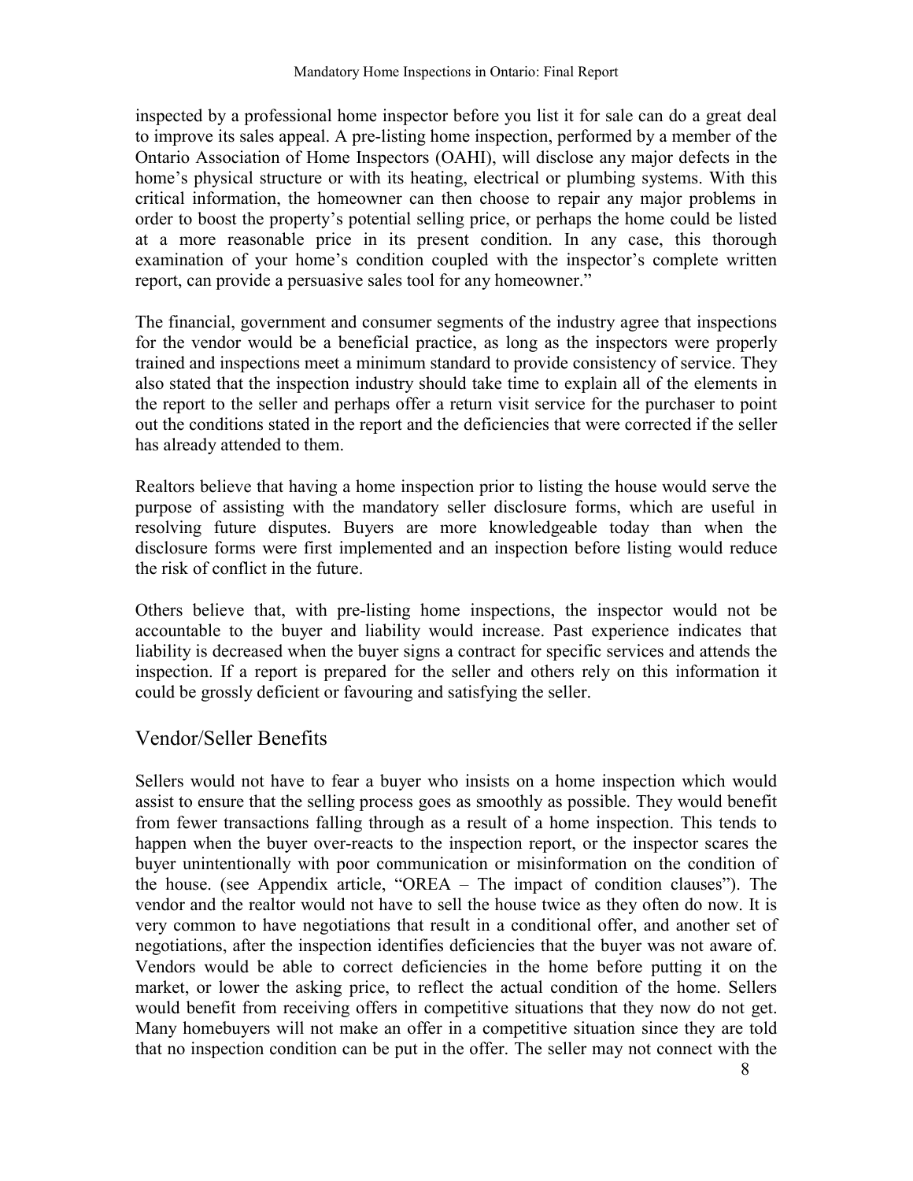inspected by a professional home inspector before you list it for sale can do a great deal to improve its sales appeal. A pre-listing home inspection, performed by a member of the Ontario Association of Home Inspectors (OAHI), will disclose any major defects in the home's physical structure or with its heating, electrical or plumbing systems. With this critical information, the homeowner can then choose to repair any major problems in order to boost the property's potential selling price, or perhaps the home could be listed at a more reasonable price in its present condition. In any case, this thorough examination of your home's condition coupled with the inspector's complete written report, can provide a persuasive sales tool for any homeowner."

The financial, government and consumer segments of the industry agree that inspections for the vendor would be a beneficial practice, as long as the inspectors were properly trained and inspections meet a minimum standard to provide consistency of service. They also stated that the inspection industry should take time to explain all of the elements in the report to the seller and perhaps offer a return visit service for the purchaser to point out the conditions stated in the report and the deficiencies that were corrected if the seller has already attended to them.

Realtors believe that having a home inspection prior to listing the house would serve the purpose of assisting with the mandatory seller disclosure forms, which are useful in resolving future disputes. Buyers are more knowledgeable today than when the disclosure forms were first implemented and an inspection before listing would reduce the risk of conflict in the future.

Others believe that, with pre-listing home inspections, the inspector would not be accountable to the buyer and liability would increase. Past experience indicates that liability is decreased when the buyer signs a contract for specific services and attends the inspection. If a report is prepared for the seller and others rely on this information it could be grossly deficient or favouring and satisfying the seller.

## Vendor/Seller Benefits

Sellers would not have to fear a buyer who insists on a home inspection which would assist to ensure that the selling process goes as smoothly as possible. They would benefit from fewer transactions falling through as a result of a home inspection. This tends to happen when the buyer over-reacts to the inspection report, or the inspector scares the buyer unintentionally with poor communication or misinformation on the condition of the house. (see Appendix article, "OREA – The impact of condition clauses"). The vendor and the realtor would not have to sell the house twice as they often do now. It is very common to have negotiations that result in a conditional offer, and another set of negotiations, after the inspection identifies deficiencies that the buyer was not aware of. Vendors would be able to correct deficiencies in the home before putting it on the market, or lower the asking price, to reflect the actual condition of the home. Sellers would benefit from receiving offers in competitive situations that they now do not get. Many homebuyers will not make an offer in a competitive situation since they are told that no inspection condition can be put in the offer. The seller may not connect with the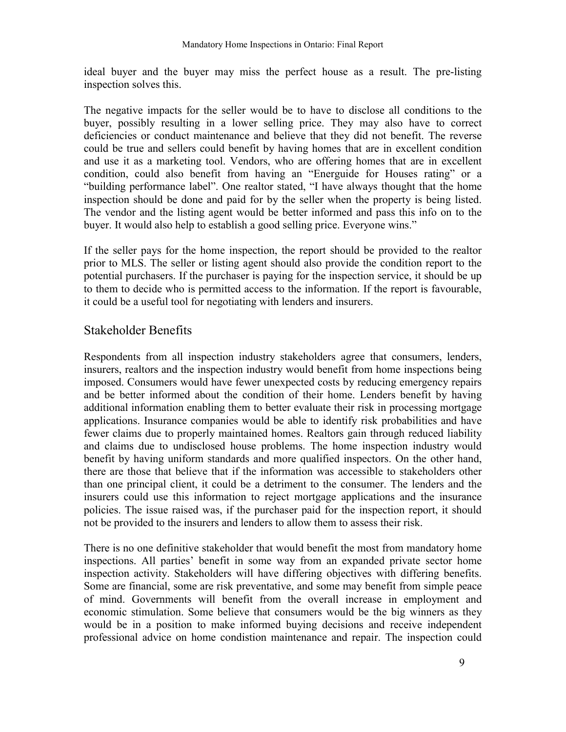ideal buyer and the buyer may miss the perfect house as a result. The pre-listing inspection solves this.

The negative impacts for the seller would be to have to disclose all conditions to the buyer, possibly resulting in a lower selling price. They may also have to correct deficiencies or conduct maintenance and believe that they did not benefit. The reverse could be true and sellers could benefit by having homes that are in excellent condition and use it as a marketing tool. Vendors, who are offering homes that are in excellent condition, could also benefit from having an "Energuide for Houses rating" or a "building performance label". One realtor stated, "I have always thought that the home inspection should be done and paid for by the seller when the property is being listed. The vendor and the listing agent would be better informed and pass this info on to the buyer. It would also help to establish a good selling price. Everyone wins."

If the seller pays for the home inspection, the report should be provided to the realtor prior to MLS. The seller or listing agent should also provide the condition report to the potential purchasers. If the purchaser is paying for the inspection service, it should be up to them to decide who is permitted access to the information. If the report is favourable, it could be a useful tool for negotiating with lenders and insurers.

## Stakeholder Benefits

Respondents from all inspection industry stakeholders agree that consumers, lenders, insurers, realtors and the inspection industry would benefit from home inspections being imposed. Consumers would have fewer unexpected costs by reducing emergency repairs and be better informed about the condition of their home. Lenders benefit by having additional information enabling them to better evaluate their risk in processing mortgage applications. Insurance companies would be able to identify risk probabilities and have fewer claims due to properly maintained homes. Realtors gain through reduced liability and claims due to undisclosed house problems. The home inspection industry would benefit by having uniform standards and more qualified inspectors. On the other hand, there are those that believe that if the information was accessible to stakeholders other than one principal client, it could be a detriment to the consumer. The lenders and the insurers could use this information to reject mortgage applications and the insurance policies. The issue raised was, if the purchaser paid for the inspection report, it should not be provided to the insurers and lenders to allow them to assess their risk.

There is no one definitive stakeholder that would benefit the most from mandatory home inspections. All parties' benefit in some way from an expanded private sector home inspection activity. Stakeholders will have differing objectives with differing benefits. Some are financial, some are risk preventative, and some may benefit from simple peace of mind. Governments will benefit from the overall increase in employment and economic stimulation. Some believe that consumers would be the big winners as they would be in a position to make informed buying decisions and receive independent professional advice on home condistion maintenance and repair. The inspection could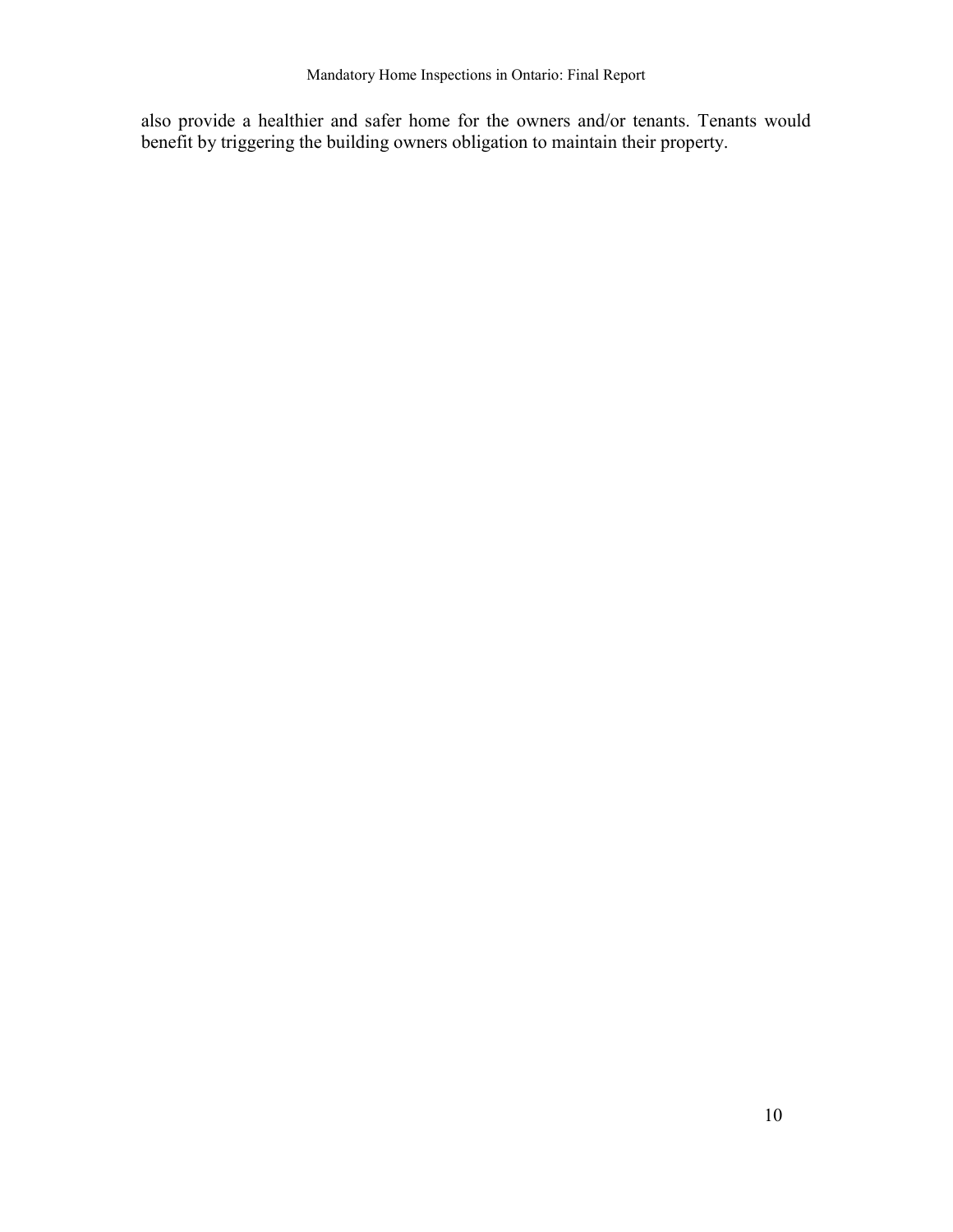also provide a healthier and safer home for the owners and/or tenants. Tenants would benefit by triggering the building owners obligation to maintain their property.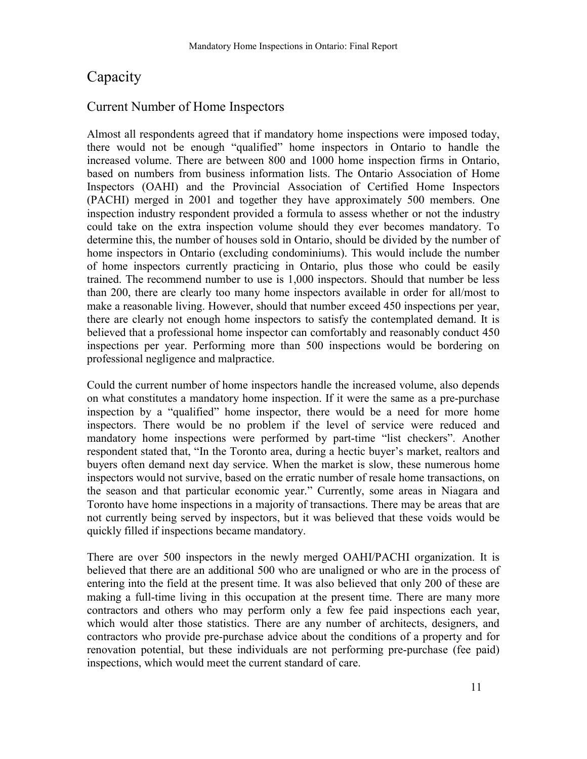# Capacity

## Current Number of Home Inspectors

Almost all respondents agreed that if mandatory home inspections were imposed today, there would not be enough "qualified" home inspectors in Ontario to handle the increased volume. There are between 800 and 1000 home inspection firms in Ontario, based on numbers from business information lists. The Ontario Association of Home Inspectors (OAHI) and the Provincial Association of Certified Home Inspectors (PACHI) merged in 2001 and together they have approximately 500 members. One inspection industry respondent provided a formula to assess whether or not the industry could take on the extra inspection volume should they ever becomes mandatory. To determine this, the number of houses sold in Ontario, should be divided by the number of home inspectors in Ontario (excluding condominiums). This would include the number of home inspectors currently practicing in Ontario, plus those who could be easily trained. The recommend number to use is 1,000 inspectors. Should that number be less than 200, there are clearly too many home inspectors available in order for all/most to make a reasonable living. However, should that number exceed 450 inspections per year, there are clearly not enough home inspectors to satisfy the contemplated demand. It is believed that a professional home inspector can comfortably and reasonably conduct 450 inspections per year. Performing more than 500 inspections would be bordering on professional negligence and malpractice.

Could the current number of home inspectors handle the increased volume, also depends on what constitutes a mandatory home inspection. If it were the same as a pre-purchase inspection by a "qualified" home inspector, there would be a need for more home inspectors. There would be no problem if the level of service were reduced and mandatory home inspections were performed by part-time "list checkers". Another respondent stated that, "In the Toronto area, during a hectic buyer's market, realtors and buyers often demand next day service. When the market is slow, these numerous home inspectors would not survive, based on the erratic number of resale home transactions, on the season and that particular economic year." Currently, some areas in Niagara and Toronto have home inspections in a majority of transactions. There may be areas that are not currently being served by inspectors, but it was believed that these voids would be quickly filled if inspections became mandatory.

There are over 500 inspectors in the newly merged OAHI/PACHI organization. It is believed that there are an additional 500 who are unaligned or who are in the process of entering into the field at the present time. It was also believed that only 200 of these are making a full-time living in this occupation at the present time. There are many more contractors and others who may perform only a few fee paid inspections each year, which would alter those statistics. There are any number of architects, designers, and contractors who provide pre-purchase advice about the conditions of a property and for renovation potential, but these individuals are not performing pre-purchase (fee paid) inspections, which would meet the current standard of care.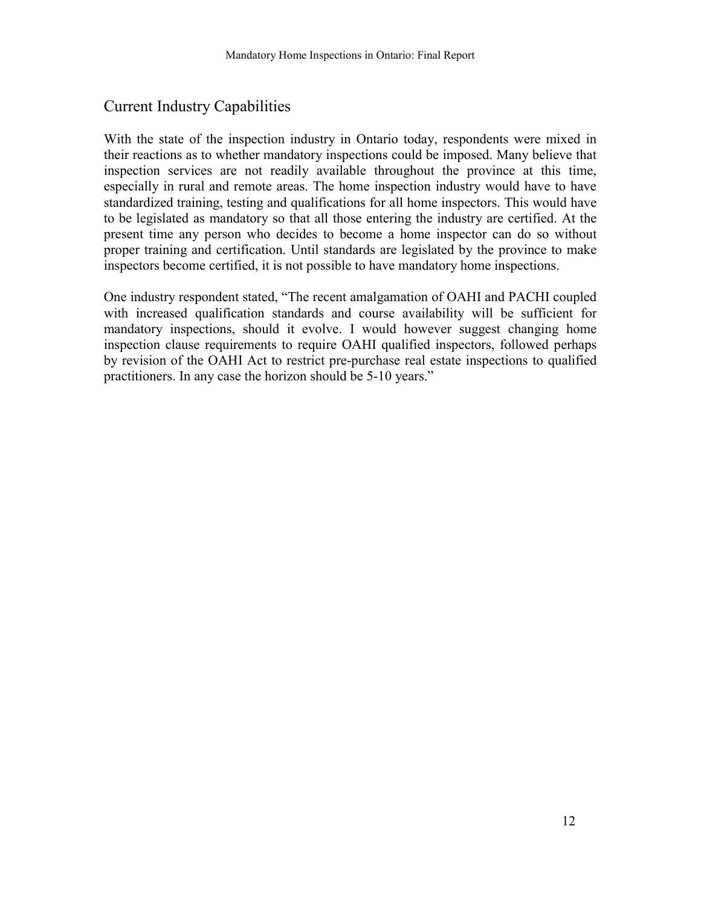## Current Industry Capabilities

With the state of the inspection industry in Ontario today, respondents were mixed in their reactions as to whether mandatory inspections could be imposed. Many believe that inspection services are not readily available throughout the province at this time, especially in rural and remote areas. The home inspection industry would have to have standardized training, testing and qualifications for all home inspectors. This would have to be legislated as mandatory so that all those entering the industry are certified. At the present time any person who decides to become a home inspector can do so without proper training and certification. Until standards are legislated by the province to make inspectors become certified, it is not possible to have mandatory home inspections.

One industry respondent stated, "The recent amalgamation of OAHI and PACHI coupled with increased qualification standards and course availability will be sufficient for mandatory inspections, should it evolve. I would however suggest changing home inspection clause requirements to require OAHI qualified inspectors, followed perhaps by revision of the OAHI Act to restrict pre-purchase real estate inspections to qualified practitioners. In any case the horizon should be 5-10 years."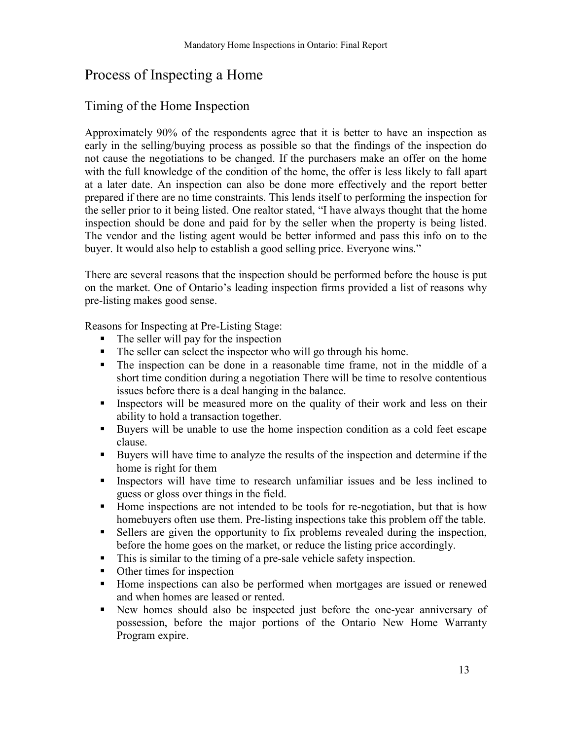# Process of Inspecting a Home

## Timing of the Home Inspection

Approximately 90% of the respondents agree that it is better to have an inspection as early in the selling/buying process as possible so that the findings of the inspection do not cause the negotiations to be changed. If the purchasers make an offer on the home with the full knowledge of the condition of the home, the offer is less likely to fall apart at a later date. An inspection can also be done more effectively and the report better prepared if there are no time constraints. This lends itself to performing the inspection for the seller prior to it being listed. One realtor stated, "I have always thought that the home inspection should be done and paid for by the seller when the property is being listed. The vendor and the listing agent would be better informed and pass this info on to the buyer. It would also help to establish a good selling price. Everyone wins."

There are several reasons that the inspection should be performed before the house is put on the market. One of Ontario's leading inspection firms provided a list of reasons why pre-listing makes good sense.

Reasons for Inspecting at Pre-Listing Stage:

- The seller will pay for the inspection
- The seller can select the inspector who will go through his home.
- The inspection can be done in a reasonable time frame, not in the middle of a short time condition during a negotiation There will be time to resolve contentious issues before there is a deal hanging in the balance.
- Inspectors will be measured more on the quality of their work and less on their ability to hold a transaction together.
- Buyers will be unable to use the home inspection condition as a cold feet escape clause.
- Buyers will have time to analyze the results of the inspection and determine if the home is right for them
- Inspectors will have time to research unfamiliar issues and be less inclined to guess or gloss over things in the field.
- Home inspections are not intended to be tools for re-negotiation, but that is how homebuyers often use them. Pre-listing inspections take this problem off the table.
- Sellers are given the opportunity to fix problems revealed during the inspection, before the home goes on the market, or reduce the listing price accordingly.
- This is similar to the timing of a pre-sale vehicle safety inspection.
- Other times for inspection
- Home inspections can also be performed when mortgages are issued or renewed and when homes are leased or rented.
- New homes should also be inspected just before the one-year anniversary of possession, before the major portions of the Ontario New Home Warranty Program expire.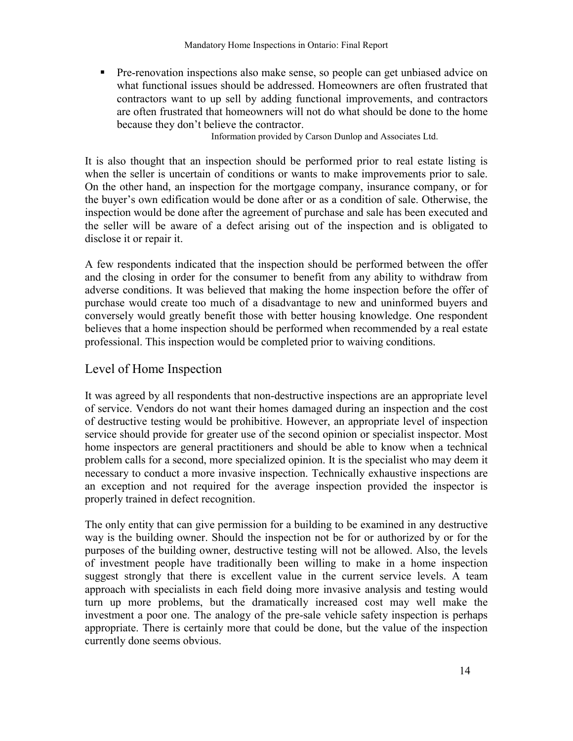- Pre-renovation inspections also make sense, so people can get unbiased advice on what functional issues should be addressed. Homeowners are often frustrated that contractors want to up sell by adding functional improvements, and contractors are often frustrated that homeowners will not do what should be done to the home because they don't believe the contractor.

Information provided by Carson Dunlop and Associates Ltd.

It is also thought that an inspection should be performed prior to real estate listing is when the seller is uncertain of conditions or wants to make improvements prior to sale. On the other hand, an inspection for the mortgage company, insurance company, or for the buyer's own edification would be done after or as a condition of sale. Otherwise, the inspection would be done after the agreement of purchase and sale has been executed and the seller will be aware of a defect arising out of the inspection and is obligated to disclose it or repair it.

A few respondents indicated that the inspection should be performed between the offer and the closing in order for the consumer to benefit from any ability to withdraw from adverse conditions. It was believed that making the home inspection before the offer of purchase would create too much of a disadvantage to new and uninformed buyers and conversely would greatly benefit those with better housing knowledge. One respondent believes that a home inspection should be performed when recommended by a real estate professional. This inspection would be completed prior to waiving conditions.

## Level of Home Inspection

It was agreed by all respondents that non-destructive inspections are an appropriate level of service. Vendors do not want their homes damaged during an inspection and the cost of destructive testing would be prohibitive. However, an appropriate level of inspection service should provide for greater use of the second opinion or specialist inspector. Most home inspectors are general practitioners and should be able to know when a technical problem calls for a second, more specialized opinion. It is the specialist who may deem it necessary to conduct a more invasive inspection. Technically exhaustive inspections are an exception and not required for the average inspection provided the inspector is properly trained in defect recognition.

The only entity that can give permission for a building to be examined in any destructive way is the building owner. Should the inspection not be for or authorized by or for the purposes of the building owner, destructive testing will not be allowed. Also, the levels of investment people have traditionally been willing to make in a home inspection suggest strongly that there is excellent value in the current service levels. A team approach with specialists in each field doing more invasive analysis and testing would turn up more problems, but the dramatically increased cost may well make the investment a poor one. The analogy of the pre-sale vehicle safety inspection is perhaps appropriate. There is certainly more that could be done, but the value of the inspection currently done seems obvious.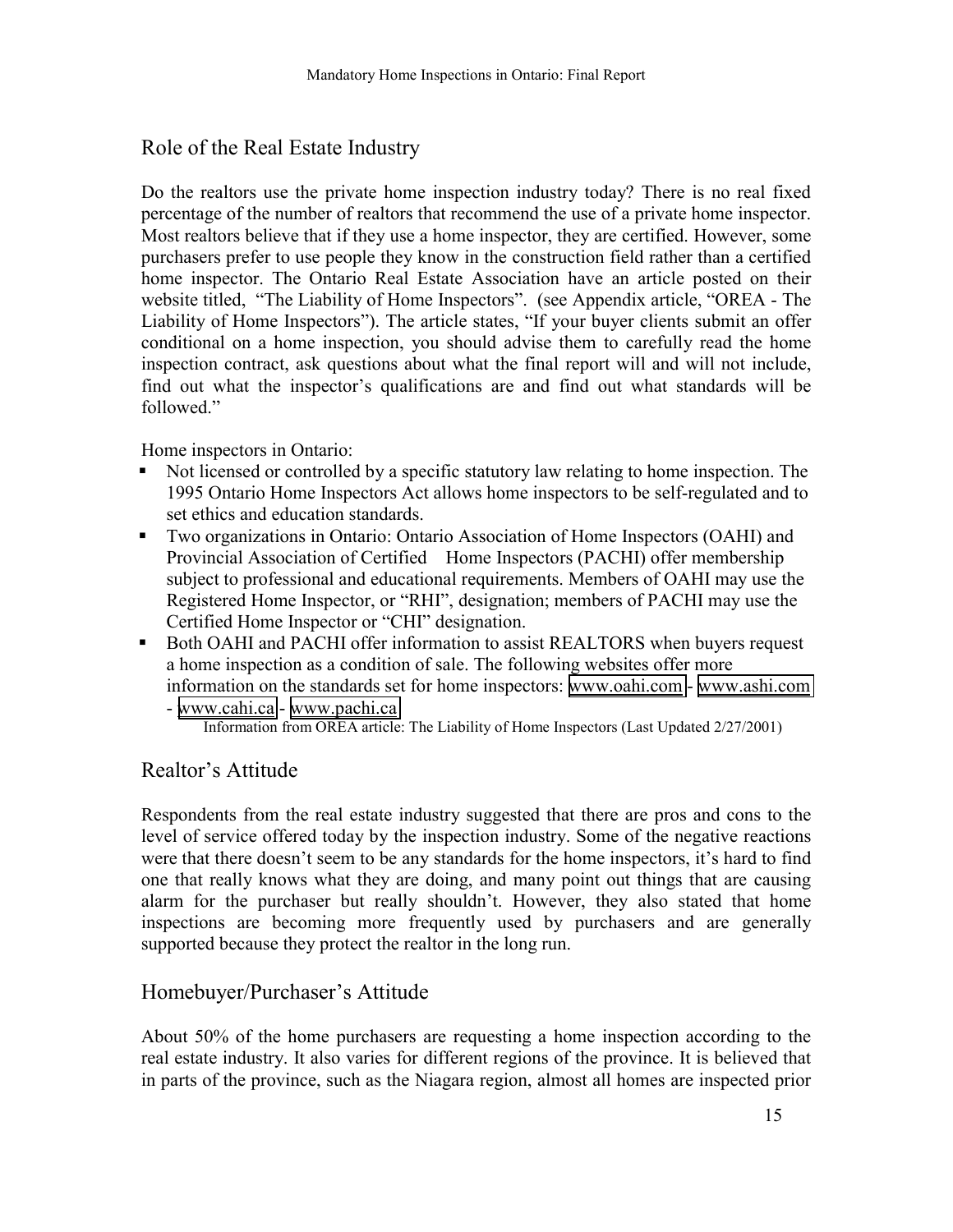## Role of the Real Estate Industry

Do the realtors use the private home inspection industry today? There is no real fixed percentage of the number of realtors that recommend the use of a private home inspector. Most realtors believe that if they use a home inspector, they are certified. However, some purchasers prefer to use people they know in the construction field rather than a certified home inspector. The Ontario Real Estate Association have an article posted on their website titled, "The Liability of Home Inspectors". (see Appendix article, "OREA - The Liability of Home Inspectors"). The article states, "If your buyer clients submit an offer conditional on a home inspection, you should advise them to carefully read the home inspection contract, ask questions about what the final report will and will not include, find out what the inspector's qualifications are and find out what standards will be followed."

Home inspectors in Ontario:

- Not licensed or controlled by a specific statutory law relating to home inspection. The 1995 Ontario Home Inspectors Act allows home inspectors to be self-regulated and to set ethics and education standards.
- Two organizations in Ontario: Ontario Association of Home Inspectors (OAHI) and Provincial Association of Certified Home Inspectors (PACHI) offer membership subject to professional and educational requirements. Members of OAHI may use the Registered Home Inspector, or "RHI", designation; members of PACHI may use the Certified Home Inspector or "CHI" designation.
- Both OAHI and PACHI offer information to assist REALTORS when buyers request a home inspection as a condition of sale. The following websites offer more information on the standards set for home inspectors: www.oahi.com - www.ashi.com - www.cahi.ca - www.pachi.ca

Information from OREA article: The Liability of Home Inspectors (Last Updated 2/27/2001)

## Realtor's Attitude

Respondents from the real estate industry suggested that there are pros and cons to the level of service offered today by the inspection industry. Some of the negative reactions were that there doesn't seem to be any standards for the home inspectors, it's hard to find one that really knows what they are doing, and many point out things that are causing alarm for the purchaser but really shouldn't. However, they also stated that home inspections are becoming more frequently used by purchasers and are generally supported because they protect the realtor in the long run.

## Homebuyer/Purchaser's Attitude

About 50% of the home purchasers are requesting a home inspection according to the real estate industry. It also varies for different regions of the province. It is believed that in parts of the province, such as the Niagara region, almost all homes are inspected prior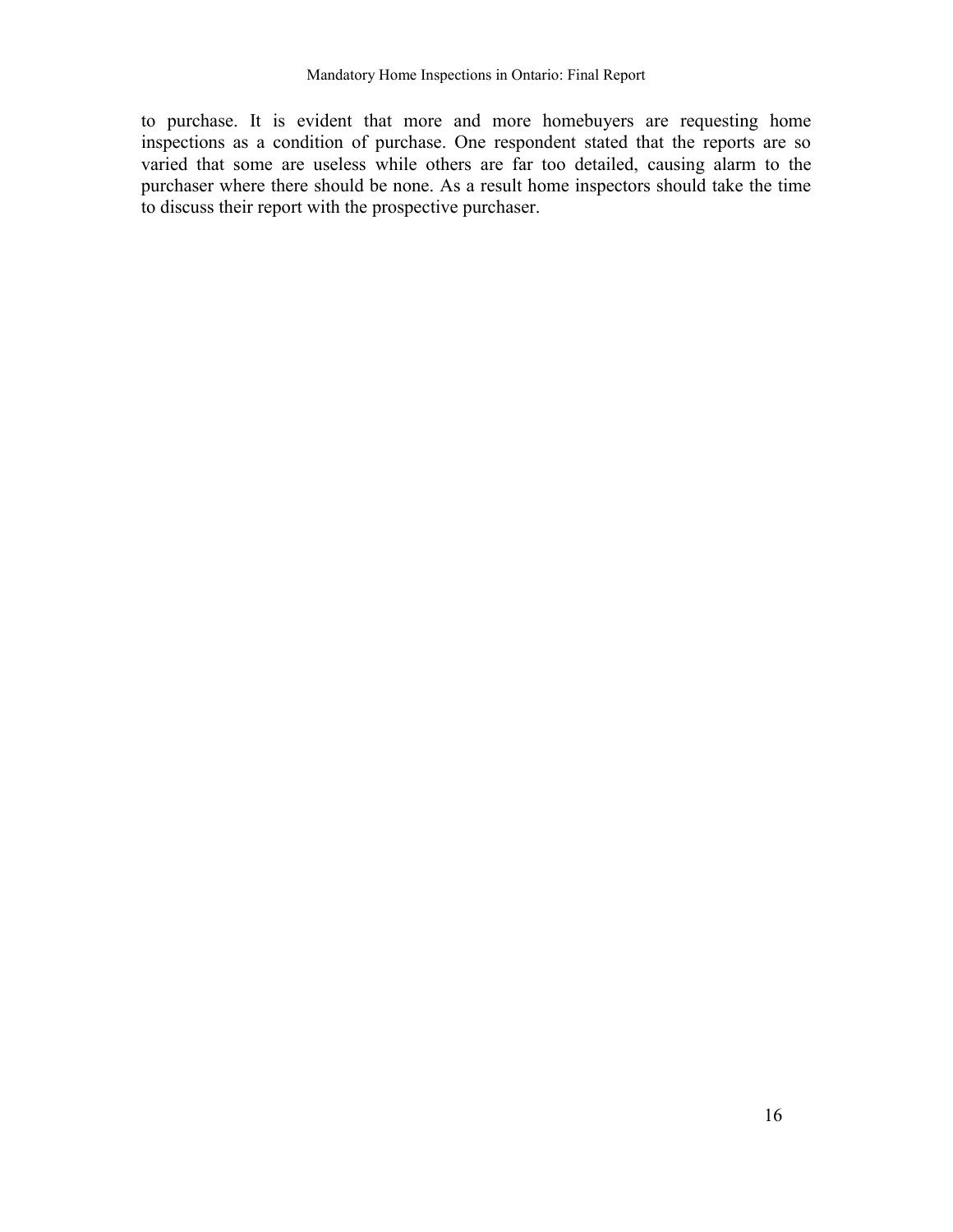to purchase. It is evident that more and more homebuyers are requesting home inspections as a condition of purchase. One respondent stated that the reports are so varied that some are useless while others are far too detailed, causing alarm to the purchaser where there should be none. As a result home inspectors should take the time to discuss their report with the prospective purchaser.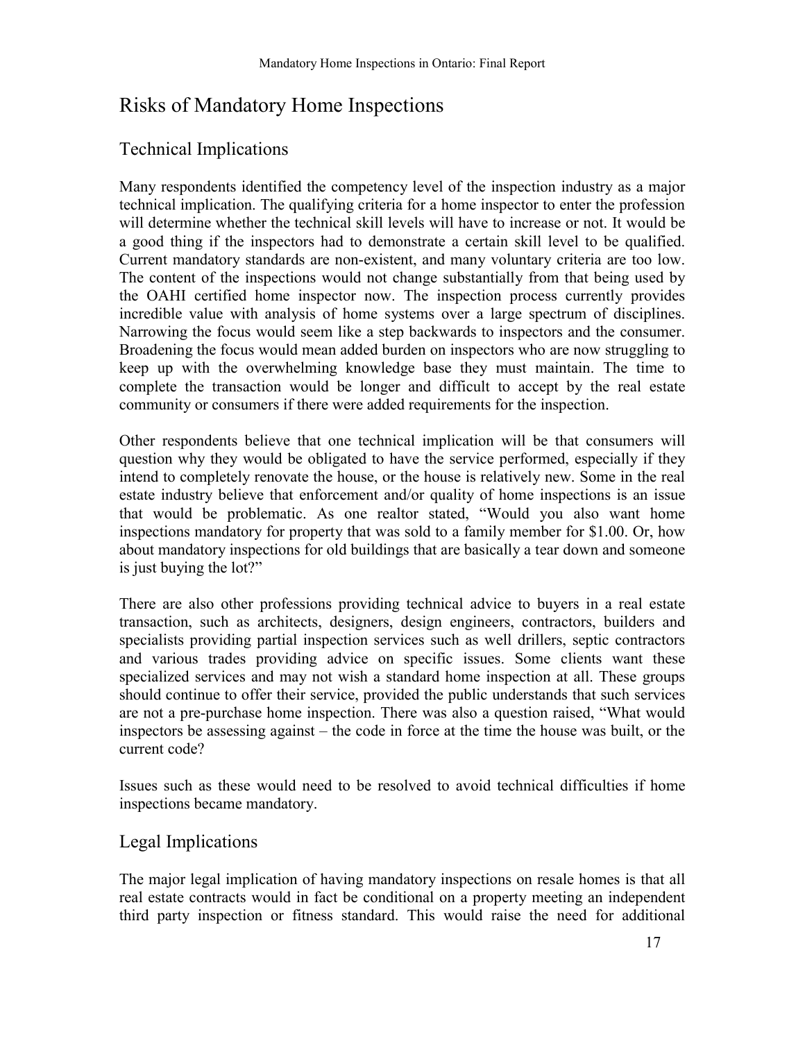# Risks of Mandatory Home Inspections

## Technical Implications

Many respondents identified the competency level of the inspection industry as a major technical implication. The qualifying criteria for a home inspector to enter the profession will determine whether the technical skill levels will have to increase or not. It would be a good thing if the inspectors had to demonstrate a certain skill level to be qualified. Current mandatory standards are non-existent, and many voluntary criteria are too low. The content of the inspections would not change substantially from that being used by the OAHI certified home inspector now. The inspection process currently provides incredible value with analysis of home systems over a large spectrum of disciplines. Narrowing the focus would seem like a step backwards to inspectors and the consumer. Broadening the focus would mean added burden on inspectors who are now struggling to keep up with the overwhelming knowledge base they must maintain. The time to complete the transaction would be longer and difficult to accept by the real estate community or consumers if there were added requirements for the inspection.

Other respondents believe that one technical implication will be that consumers will question why they would be obligated to have the service performed, especially if they intend to completely renovate the house, or the house is relatively new. Some in the real estate industry believe that enforcement and/or quality of home inspections is an issue that would be problematic. As one realtor stated, "Would you also want home inspections mandatory for property that was sold to a family member for $1.00. Or, how about mandatory inspections for old buildings that are basically a tear down and someone is just buying the lot?"

There are also other professions providing technical advice to buyers in a real estate transaction, such as architects, designers, design engineers, contractors, builders and specialists providing partial inspection services such as well drillers, septic contractors and various trades providing advice on specific issues. Some clients want these specialized services and may not wish a standard home inspection at all. These groups should continue to offer their service, provided the public understands that such services are not a pre-purchase home inspection. There was also a question raised, "What would inspectors be assessing against – the code in force at the time the house was built, or the current code?

Issues such as these would need to be resolved to avoid technical difficulties if home inspections became mandatory.

## Legal Implications

The major legal implication of having mandatory inspections on resale homes is that all real estate contracts would in fact be conditional on a property meeting an independent third party inspection or fitness standard. This would raise the need for additional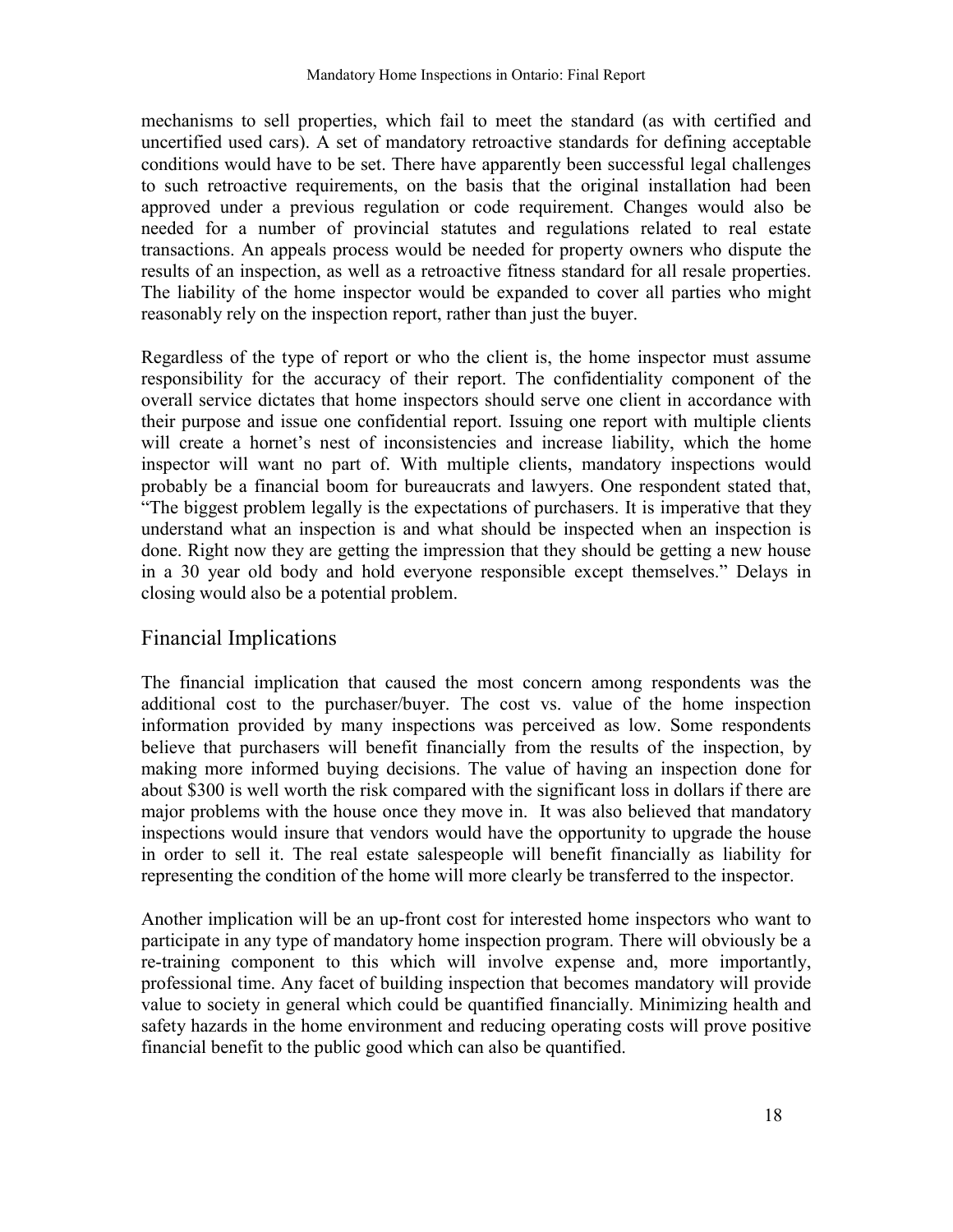mechanisms to sell properties, which fail to meet the standard (as with certified and uncertified used cars). A set of mandatory retroactive standards for defining acceptable conditions would have to be set. There have apparently been successful legal challenges to such retroactive requirements, on the basis that the original installation had been approved under a previous regulation or code requirement. Changes would also be needed for a number of provincial statutes and regulations related to real estate transactions. An appeals process would be needed for property owners who dispute the results of an inspection, as well as a retroactive fitness standard for all resale properties. The liability of the home inspector would be expanded to cover all parties who might reasonably rely on the inspection report, rather than just the buyer.

Regardless of the type of report or who the client is, the home inspector must assume responsibility for the accuracy of their report. The confidentiality component of the overall service dictates that home inspectors should serve one client in accordance with their purpose and issue one confidential report. Issuing one report with multiple clients will create a hornet's nest of inconsistencies and increase liability, which the home inspector will want no part of. With multiple clients, mandatory inspections would probably be a financial boom for bureaucrats and lawyers. One respondent stated that, "The biggest problem legally is the expectations of purchasers. It is imperative that they understand what an inspection is and what should be inspected when an inspection is done. Right now they are getting the impression that they should be getting a new house in a 30 year old body and hold everyone responsible except themselves." Delays in closing would also be a potential problem.

## Financial Implications

The financial implication that caused the most concern among respondents was the additional cost to the purchaser/buyer. The cost vs. value of the home inspection information provided by many inspections was perceived as low. Some respondents believe that purchasers will benefit financially from the results of the inspection, by making more informed buying decisions. The value of having an inspection done for about $300 is well worth the risk compared with the significant loss in dollars if there are major problems with the house once they move in. It was also believed that mandatory inspections would insure that vendors would have the opportunity to upgrade the house in order to sell it. The real estate salespeople will benefit financially as liability for representing the condition of the home will more clearly be transferred to the inspector.

Another implication will be an up-front cost for interested home inspectors who want to participate in any type of mandatory home inspection program. There will obviously be a re-training component to this which will involve expense and, more importantly, professional time. Any facet of building inspection that becomes mandatory will provide value to society in general which could be quantified financially. Minimizing health and safety hazards in the home environment and reducing operating costs will prove positive financial benefit to the public good which can also be quantified.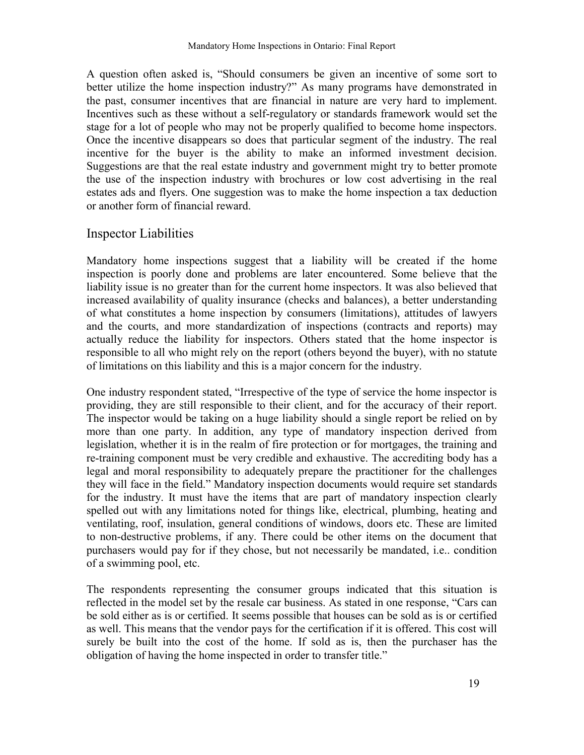A question often asked is, "Should consumers be given an incentive of some sort to better utilize the home inspection industry?" As many programs have demonstrated in the past, consumer incentives that are financial in nature are very hard to implement. Incentives such as these without a self-regulatory or standards framework would set the stage for a lot of people who may not be properly qualified to become home inspectors. Once the incentive disappears so does that particular segment of the industry. The real incentive for the buyer is the ability to make an informed investment decision. Suggestions are that the real estate industry and government might try to better promote the use of the inspection industry with brochures or low cost advertising in the real estates ads and flyers. One suggestion was to make the home inspection a tax deduction or another form of financial reward.

## Inspector Liabilities

Mandatory home inspections suggest that a liability will be created if the home inspection is poorly done and problems are later encountered. Some believe that the liability issue is no greater than for the current home inspectors. It was also believed that increased availability of quality insurance (checks and balances), a better understanding of what constitutes a home inspection by consumers (limitations), attitudes of lawyers and the courts, and more standardization of inspections (contracts and reports) may actually reduce the liability for inspectors. Others stated that the home inspector is responsible to all who might rely on the report (others beyond the buyer), with no statute of limitations on this liability and this is a major concern for the industry.

One industry respondent stated, "Irrespective of the type of service the home inspector is providing, they are still responsible to their client, and for the accuracy of their report. The inspector would be taking on a huge liability should a single report be relied on by more than one party. In addition, any type of mandatory inspection derived from legislation, whether it is in the realm of fire protection or for mortgages, the training and re-training component must be very credible and exhaustive. The accrediting body has a legal and moral responsibility to adequately prepare the practitioner for the challenges they will face in the field." Mandatory inspection documents would require set standards for the industry. It must have the items that are part of mandatory inspection clearly spelled out with any limitations noted for things like, electrical, plumbing, heating and ventilating, roof, insulation, general conditions of windows, doors etc. These are limited to non-destructive problems, if any. There could be other items on the document that purchasers would pay for if they chose, but not necessarily be mandated, i.e.. condition of a swimming pool, etc.

The respondents representing the consumer groups indicated that this situation is reflected in the model set by the resale car business. As stated in one response, "Cars can be sold either as is or certified. It seems possible that houses can be sold as is or certified as well. This means that the vendor pays for the certification if it is offered. This cost will surely be built into the cost of the home. If sold as is, then the purchaser has the obligation of having the home inspected in order to transfer title."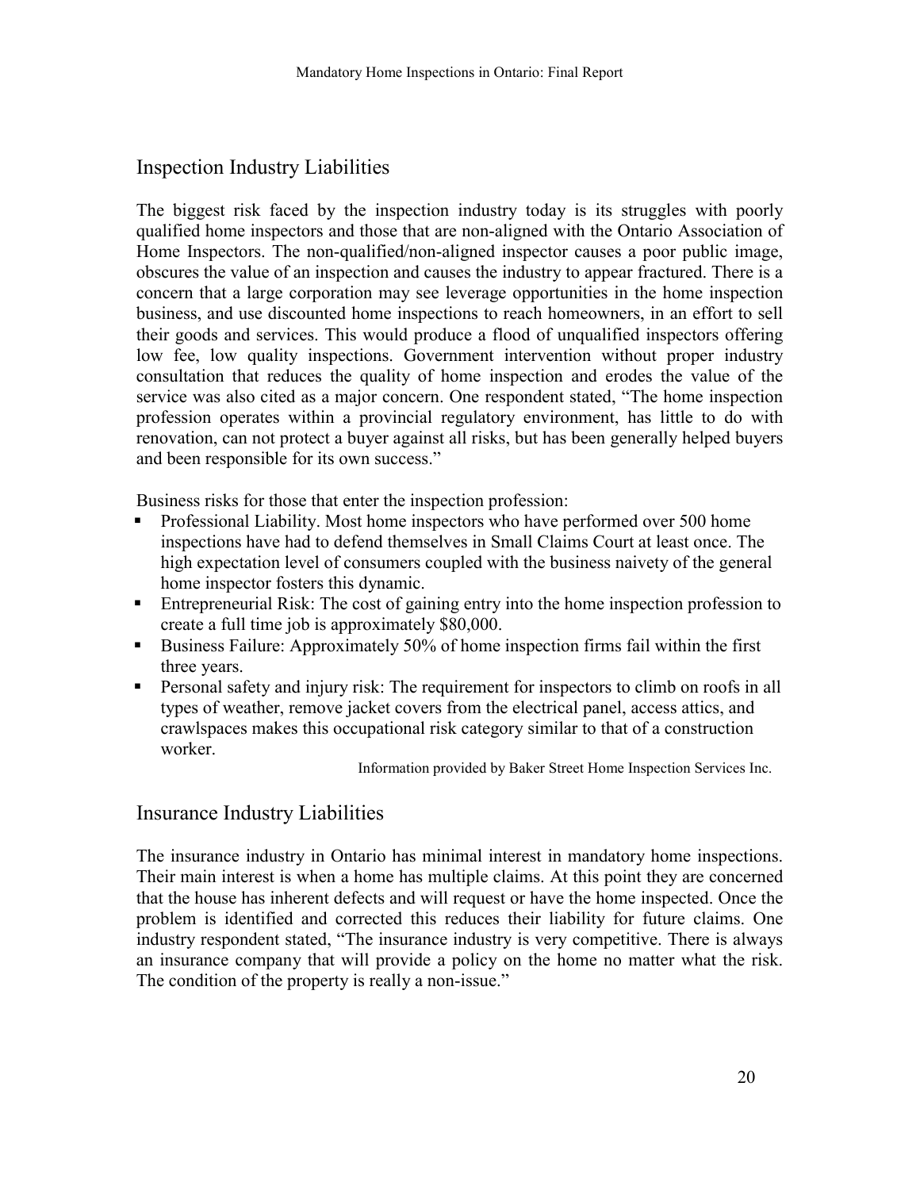## Inspection Industry Liabilities

The biggest risk faced by the inspection industry today is its struggles with poorly qualified home inspectors and those that are non-aligned with the Ontario Association of Home Inspectors. The non-qualified/non-aligned inspector causes a poor public image, obscures the value of an inspection and causes the industry to appear fractured. There is a concern that a large corporation may see leverage opportunities in the home inspection business, and use discounted home inspections to reach homeowners, in an effort to sell their goods and services. This would produce a flood of unqualified inspectors offering low fee, low quality inspections. Government intervention without proper industry consultation that reduces the quality of home inspection and erodes the value of the service was also cited as a major concern. One respondent stated, "The home inspection profession operates within a provincial regulatory environment, has little to do with renovation, can not protect a buyer against all risks, but has been generally helped buyers and been responsible for its own success."

Business risks for those that enter the inspection profession:

- Professional Liability. Most home inspectors who have performed over 500 home inspections have had to defend themselves in Small Claims Court at least once. The high expectation level of consumers coupled with the business naivety of the general home inspector fosters this dynamic.
- Entrepreneurial Risk: The cost of gaining entry into the home inspection profession to create a full time job is approximately $80,000.
- Business Failure: Approximately 50% of home inspection firms fail within the first three years.
- Personal safety and injury risk: The requirement for inspectors to climb on roofs in all types of weather, remove jacket covers from the electrical panel, access attics, and crawlspaces makes this occupational risk category similar to that of a construction worker.

Information provided by Baker Street Home Inspection Services Inc.

## Insurance Industry Liabilities

The insurance industry in Ontario has minimal interest in mandatory home inspections. Their main interest is when a home has multiple claims. At this point they are concerned that the house has inherent defects and will request or have the home inspected. Once the problem is identified and corrected this reduces their liability for future claims. One industry respondent stated, "The insurance industry is very competitive. There is always an insurance company that will provide a policy on the home no matter what the risk. The condition of the property is really a non-issue."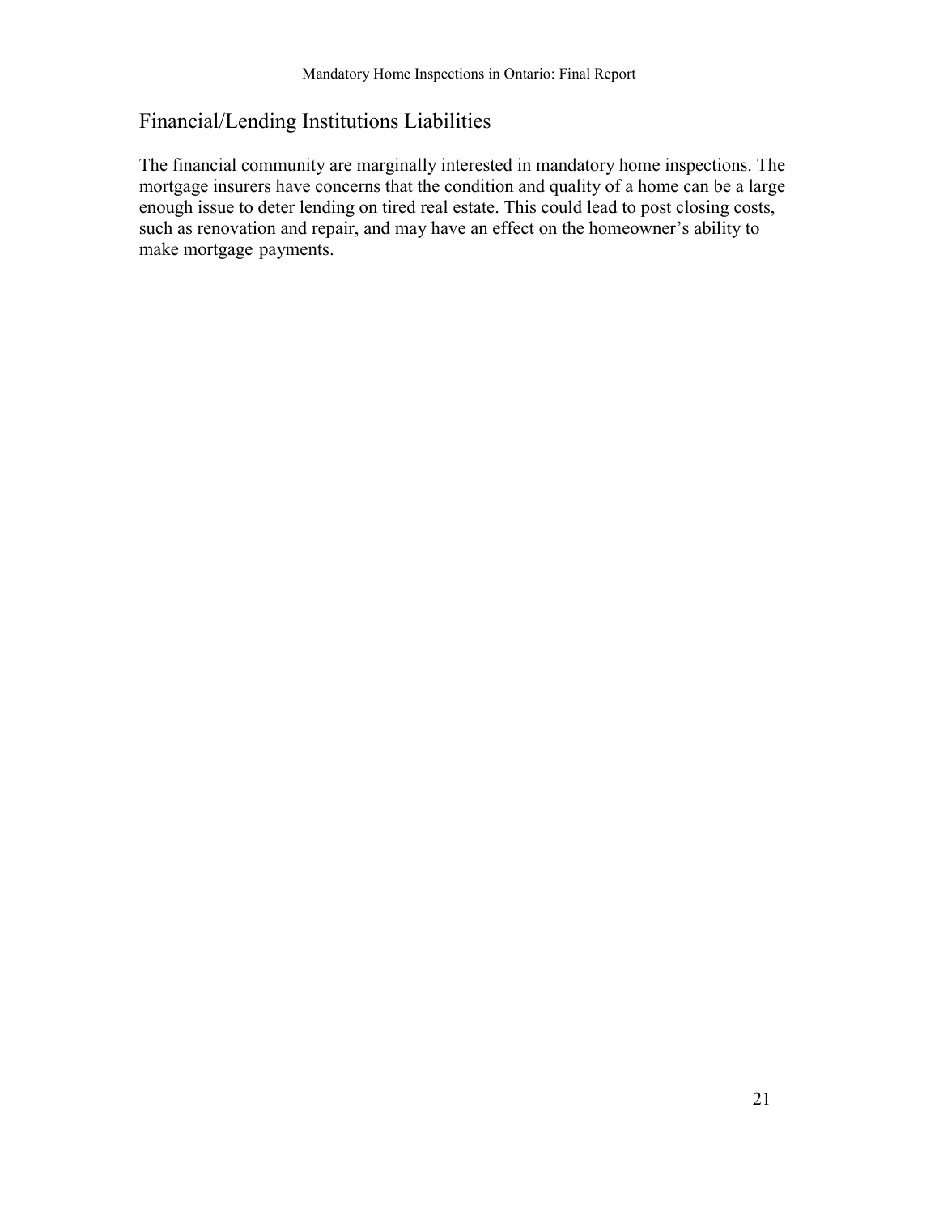## Financial/Lending Institutions Liabilities

The financial community are marginally interested in mandatory home inspections. The mortgage insurers have concerns that the condition and quality of a home can be a large enough issue to deter lending on tired real estate. This could lead to post closing costs, such as renovation and repair, and may have an effect on the homeowner's ability to make mortgage payments.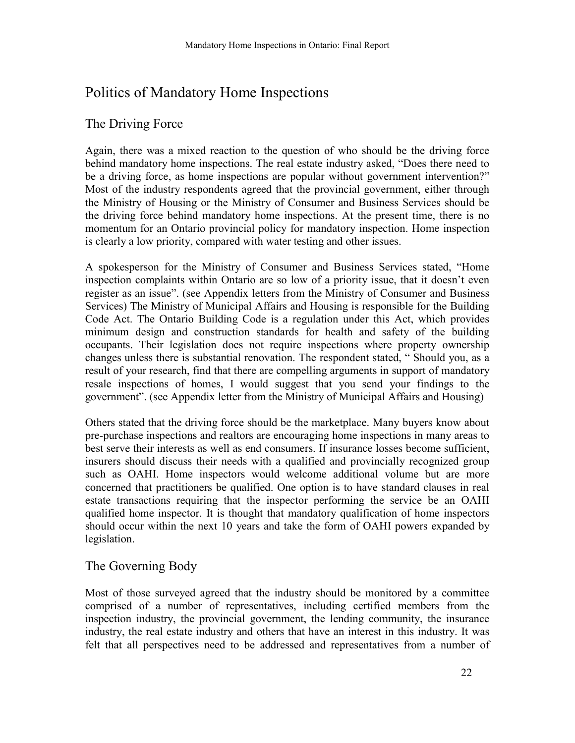# Politics of Mandatory Home Inspections

## The Driving Force

Again, there was a mixed reaction to the question of who should be the driving force behind mandatory home inspections. The real estate industry asked, "Does there need to be a driving force, as home inspections are popular without government intervention?" Most of the industry respondents agreed that the provincial government, either through the Ministry of Housing or the Ministry of Consumer and Business Services should be the driving force behind mandatory home inspections. At the present time, there is no momentum for an Ontario provincial policy for mandatory inspection. Home inspection is clearly a low priority, compared with water testing and other issues.

A spokesperson for the Ministry of Consumer and Business Services stated, "Home inspection complaints within Ontario are so low of a priority issue, that it doesn't even register as an issue". (see Appendix letters from the Ministry of Consumer and Business Services) The Ministry of Municipal Affairs and Housing is responsible for the Building Code Act. The Ontario Building Code is a regulation under this Act, which provides minimum design and construction standards for health and safety of the building occupants. Their legislation does not require inspections where property ownership changes unless there is substantial renovation. The respondent stated, " Should you, as a result of your research, find that there are compelling arguments in support of mandatory resale inspections of homes, I would suggest that you send your findings to the government". (see Appendix letter from the Ministry of Municipal Affairs and Housing)

Others stated that the driving force should be the marketplace. Many buyers know about pre-purchase inspections and realtors are encouraging home inspections in many areas to best serve their interests as well as end consumers. If insurance losses become sufficient, insurers should discuss their needs with a qualified and provincially recognized group such as OAHI. Home inspectors would welcome additional volume but are more concerned that practitioners be qualified. One option is to have standard clauses in real estate transactions requiring that the inspector performing the service be an OAHI qualified home inspector. It is thought that mandatory qualification of home inspectors should occur within the next 10 years and take the form of OAHI powers expanded by legislation.

## The Governing Body

Most of those surveyed agreed that the industry should be monitored by a committee comprised of a number of representatives, including certified members from the inspection industry, the provincial government, the lending community, the insurance industry, the real estate industry and others that have an interest in this industry. It was felt that all perspectives need to be addressed and representatives from a number of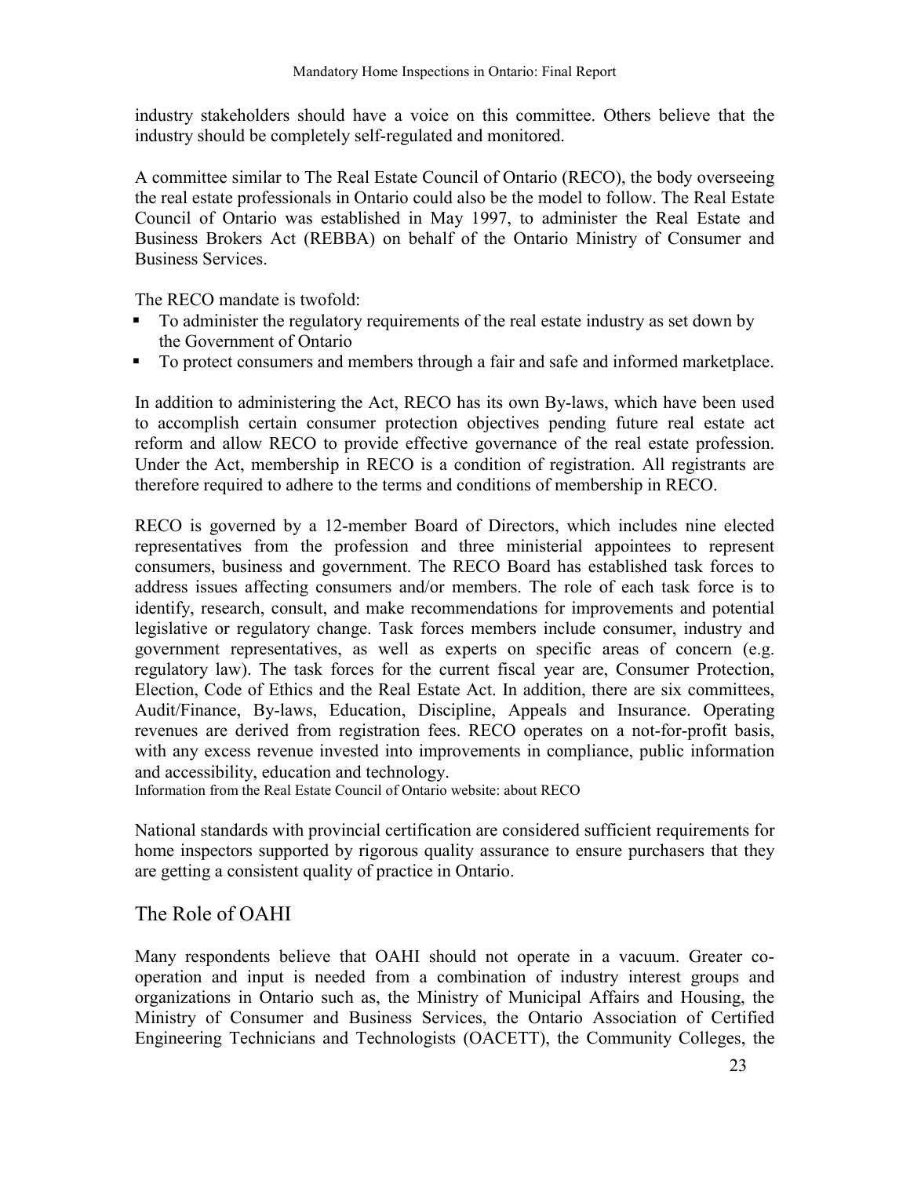industry stakeholders should have a voice on this committee. Others believe that the industry should be completely self-regulated and monitored.

A committee similar to The Real Estate Council of Ontario (RECO), the body overseeing the real estate professionals in Ontario could also be the model to follow. The Real Estate Council of Ontario was established in May 1997, to administer the Real Estate and Business Brokers Act (REBBA) on behalf of the Ontario Ministry of Consumer and Business Services.

The RECO mandate is twofold:

- To administer the regulatory requirements of the real estate industry as set down by the Government of Ontario
- To protect consumers and members through a fair and safe and informed marketplace.

In addition to administering the Act, RECO has its own By-laws, which have been used to accomplish certain consumer protection objectives pending future real estate act reform and allow RECO to provide effective governance of the real estate profession. Under the Act, membership in RECO is a condition of registration. All registrants are therefore required to adhere to the terms and conditions of membership in RECO.

RECO is governed by a 12-member Board of Directors, which includes nine elected representatives from the profession and three ministerial appointees to represent consumers, business and government. The RECO Board has established task forces to address issues affecting consumers and/or members. The role of each task force is to identify, research, consult, and make recommendations for improvements and potential legislative or regulatory change. Task forces members include consumer, industry and government representatives, as well as experts on specific areas of concern (e.g. regulatory law). The task forces for the current fiscal year are, Consumer Protection, Election, Code of Ethics and the Real Estate Act. In addition, there are six committees, Audit/Finance, By-laws, Education, Discipline, Appeals and Insurance. Operating revenues are derived from registration fees. RECO operates on a not-for-profit basis, with any excess revenue invested into improvements in compliance, public information and accessibility, education and technology.
Information from the Real Estate Council of Ontario website: about RECO

National standards with provincial certification are considered sufficient requirements for home inspectors supported by rigorous quality assurance to ensure purchasers that they are getting a consistent quality of practice in Ontario.

## The Role of OAHI

Many respondents believe that OAHI should not operate in a vacuum. Greater co-operation and input is needed from a combination of industry interest groups and organizations in Ontario such as, the Ministry of Municipal Affairs and Housing, the Ministry of Consumer and Business Services, the Ontario Association of Certified Engineering Technicians and Technologists (OACETT), the Community Colleges, the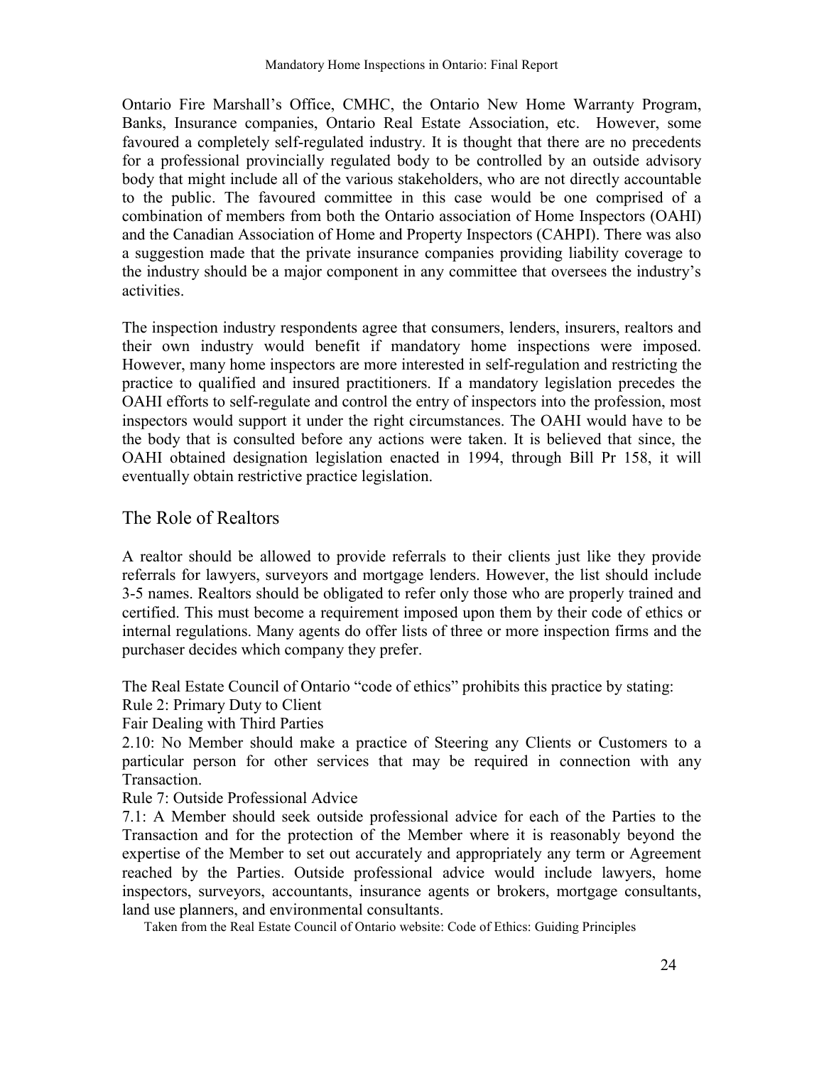Ontario Fire Marshall's Office, CMHC, the Ontario New Home Warranty Program, Banks, Insurance companies, Ontario Real Estate Association, etc. However, some favoured a completely self-regulated industry. It is thought that there are no precedents for a professional provincially regulated body to be controlled by an outside advisory body that might include all of the various stakeholders, who are not directly accountable to the public. The favoured committee in this case would be one comprised of a combination of members from both the Ontario association of Home Inspectors (OAHI) and the Canadian Association of Home and Property Inspectors (CAHPI). There was also a suggestion made that the private insurance companies providing liability coverage to the industry should be a major component in any committee that oversees the industry's activities.

The inspection industry respondents agree that consumers, lenders, insurers, realtors and their own industry would benefit if mandatory home inspections were imposed. However, many home inspectors are more interested in self-regulation and restricting the practice to qualified and insured practitioners. If a mandatory legislation precedes the OAHI efforts to self-regulate and control the entry of inspectors into the profession, most inspectors would support it under the right circumstances. The OAHI would have to be the body that is consulted before any actions were taken. It is believed that since, the OAHI obtained designation legislation enacted in 1994, through Bill Pr 158, it will eventually obtain restrictive practice legislation.

## The Role of Realtors

A realtor should be allowed to provide referrals to their clients just like they provide referrals for lawyers, surveyors and mortgage lenders. However, the list should include 3-5 names. Realtors should be obligated to refer only those who are properly trained and certified. This must become a requirement imposed upon them by their code of ethics or internal regulations. Many agents do offer lists of three or more inspection firms and the purchaser decides which company they prefer.

The Real Estate Council of Ontario "code of ethics" prohibits this practice by stating:
Rule 2: Primary Duty to Client
Fair Dealing with Third Parties
2.10: No Member should make a practice of Steering any Clients or Customers to a particular person for other services that may be required in connection with any Transaction.
Rule 7: Outside Professional Advice
7.1: A Member should seek outside professional advice for each of the Parties to the Transaction and for the protection of the Member where it is reasonably beyond the expertise of the Member to set out accurately and appropriately any term or Agreement reached by the Parties. Outside professional advice would include lawyers, home inspectors, surveyors, accountants, insurance agents or brokers, mortgage consultants, land use planners, and environmental consultants.

Taken from the Real Estate Council of Ontario website: Code of Ethics: Guiding Principles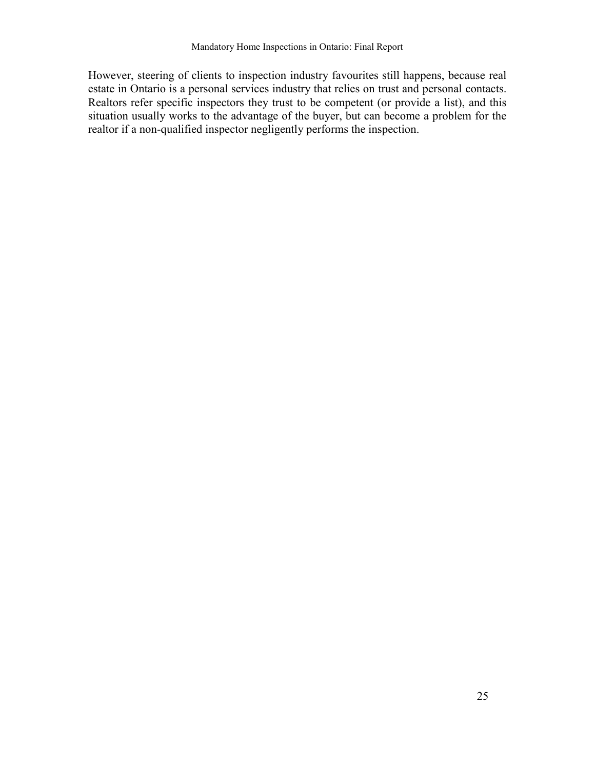However, steering of clients to inspection industry favourites still happens, because real estate in Ontario is a personal services industry that relies on trust and personal contacts. Realtors refer specific inspectors they trust to be competent (or provide a list), and this situation usually works to the advantage of the buyer, but can become a problem for the realtor if a non-qualified inspector negligently performs the inspection.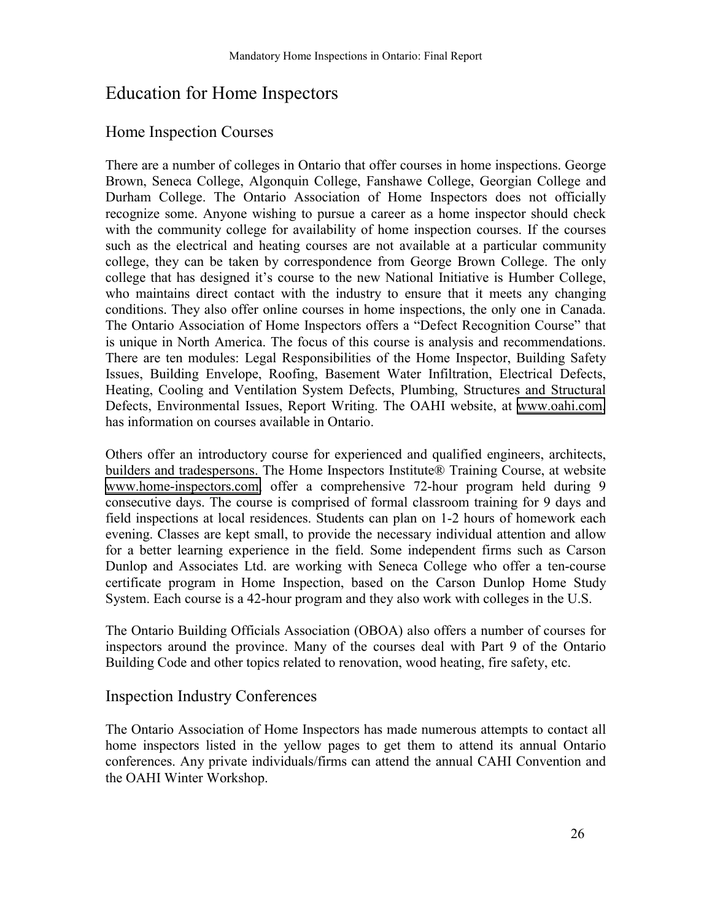# Education for Home Inspectors

## Home Inspection Courses

There are a number of colleges in Ontario that offer courses in home inspections. George Brown, Seneca College, Algonquin College, Fanshawe College, Georgian College and Durham College. The Ontario Association of Home Inspectors does not officially recognize some. Anyone wishing to pursue a career as a home inspector should check with the community college for availability of home inspection courses. If the courses such as the electrical and heating courses are not available at a particular community college, they can be taken by correspondence from George Brown College. The only college that has designed it's course to the new National Initiative is Humber College, who maintains direct contact with the industry to ensure that it meets any changing conditions. They also offer online courses in home inspections, the only one in Canada. The Ontario Association of Home Inspectors offers a "Defect Recognition Course" that is unique in North America. The focus of this course is analysis and recommendations. There are ten modules: Legal Responsibilities of the Home Inspector, Building Safety Issues, Building Envelope, Roofing, Basement Water Infiltration, Electrical Defects, Heating, Cooling and Ventilation System Defects, Plumbing, Structures and Structural Defects, Environmental Issues, Report Writing. The OAHI website, at www.oahi.com, has information on courses available in Ontario.

Others offer an introductory course for experienced and qualified engineers, architects, builders and tradespersons. The Home Inspectors Institute® Training Course, at website www.home-inspectors.com, offer a comprehensive 72-hour program held during 9 consecutive days. The course is comprised of formal classroom training for 9 days and field inspections at local residences. Students can plan on 1-2 hours of homework each evening. Classes are kept small, to provide the necessary individual attention and allow for a better learning experience in the field. Some independent firms such as Carson Dunlop and Associates Ltd. are working with Seneca College who offer a ten-course certificate program in Home Inspection, based on the Carson Dunlop Home Study System. Each course is a 42-hour program and they also work with colleges in the U.S.

The Ontario Building Officials Association (OBOA) also offers a number of courses for inspectors around the province. Many of the courses deal with Part 9 of the Ontario Building Code and other topics related to renovation, wood heating, fire safety, etc.

## Inspection Industry Conferences

The Ontario Association of Home Inspectors has made numerous attempts to contact all home inspectors listed in the yellow pages to get them to attend its annual Ontario conferences. Any private individuals/firms can attend the annual CAHI Convention and the OAHI Winter Workshop.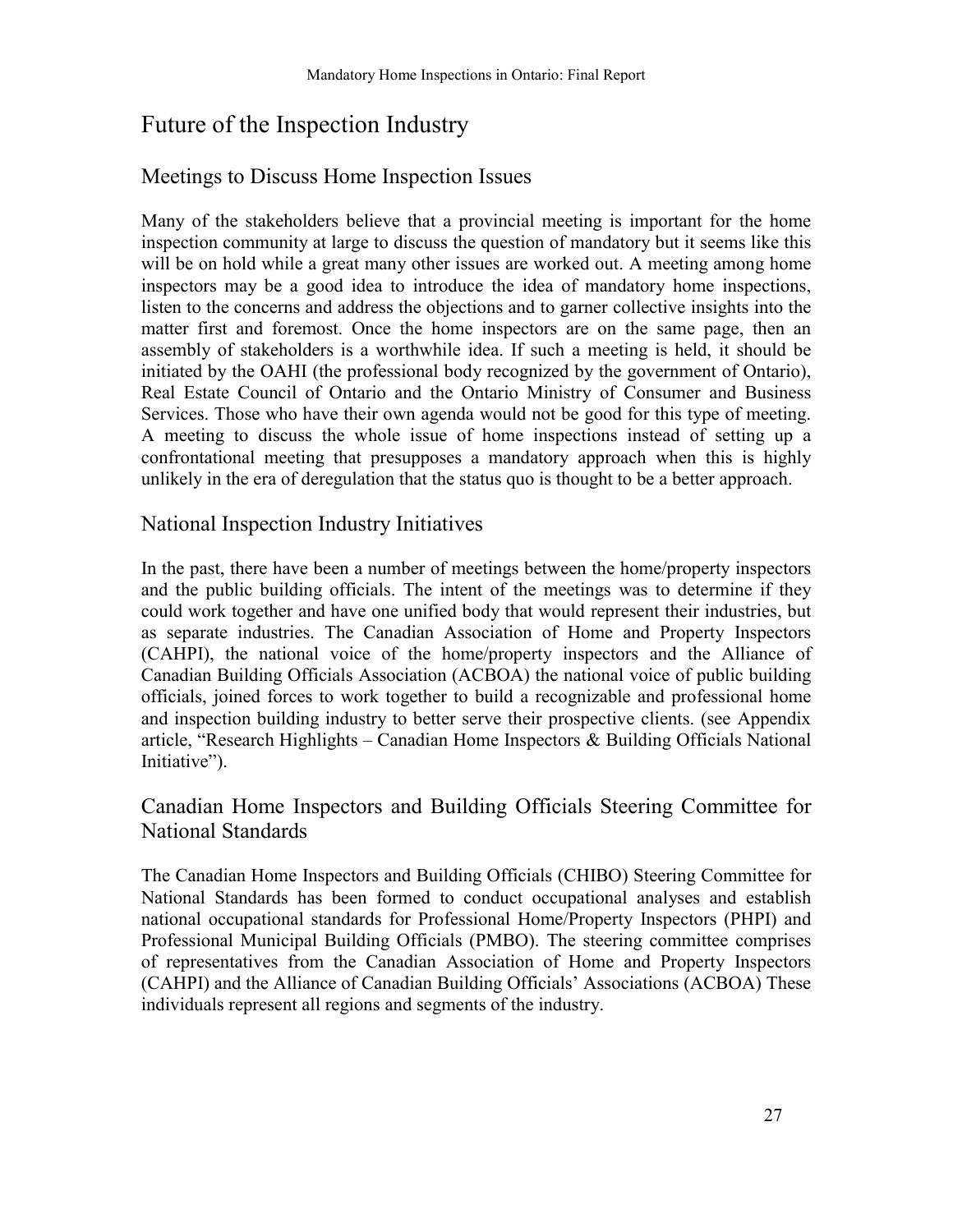# Future of the Inspection Industry

## Meetings to Discuss Home Inspection Issues

Many of the stakeholders believe that a provincial meeting is important for the home inspection community at large to discuss the question of mandatory but it seems like this will be on hold while a great many other issues are worked out. A meeting among home inspectors may be a good idea to introduce the idea of mandatory home inspections, listen to the concerns and address the objections and to garner collective insights into the matter first and foremost. Once the home inspectors are on the same page, then an assembly of stakeholders is a worthwhile idea. If such a meeting is held, it should be initiated by the OAHI (the professional body recognized by the government of Ontario), Real Estate Council of Ontario and the Ontario Ministry of Consumer and Business Services. Those who have their own agenda would not be good for this type of meeting. A meeting to discuss the whole issue of home inspections instead of setting up a confrontational meeting that presupposes a mandatory approach when this is highly unlikely in the era of deregulation that the status quo is thought to be a better approach.

## National Inspection Industry Initiatives

In the past, there have been a number of meetings between the home/property inspectors and the public building officials. The intent of the meetings was to determine if they could work together and have one unified body that would represent their industries, but as separate industries. The Canadian Association of Home and Property Inspectors (CAHPI), the national voice of the home/property inspectors and the Alliance of Canadian Building Officials Association (ACBOA) the national voice of public building officials, joined forces to work together to build a recognizable and professional home and inspection building industry to better serve their prospective clients. (see Appendix article, "Research Highlights – Canadian Home Inspectors & Building Officials National Initiative").

## Canadian Home Inspectors and Building Officials Steering Committee for National Standards

The Canadian Home Inspectors and Building Officials (CHIBO) Steering Committee for National Standards has been formed to conduct occupational analyses and establish national occupational standards for Professional Home/Property Inspectors (PHPI) and Professional Municipal Building Officials (PMBO). The steering committee comprises of representatives from the Canadian Association of Home and Property Inspectors (CAHPI) and the Alliance of Canadian Building Officials' Associations (ACBOA) These individuals represent all regions and segments of the industry.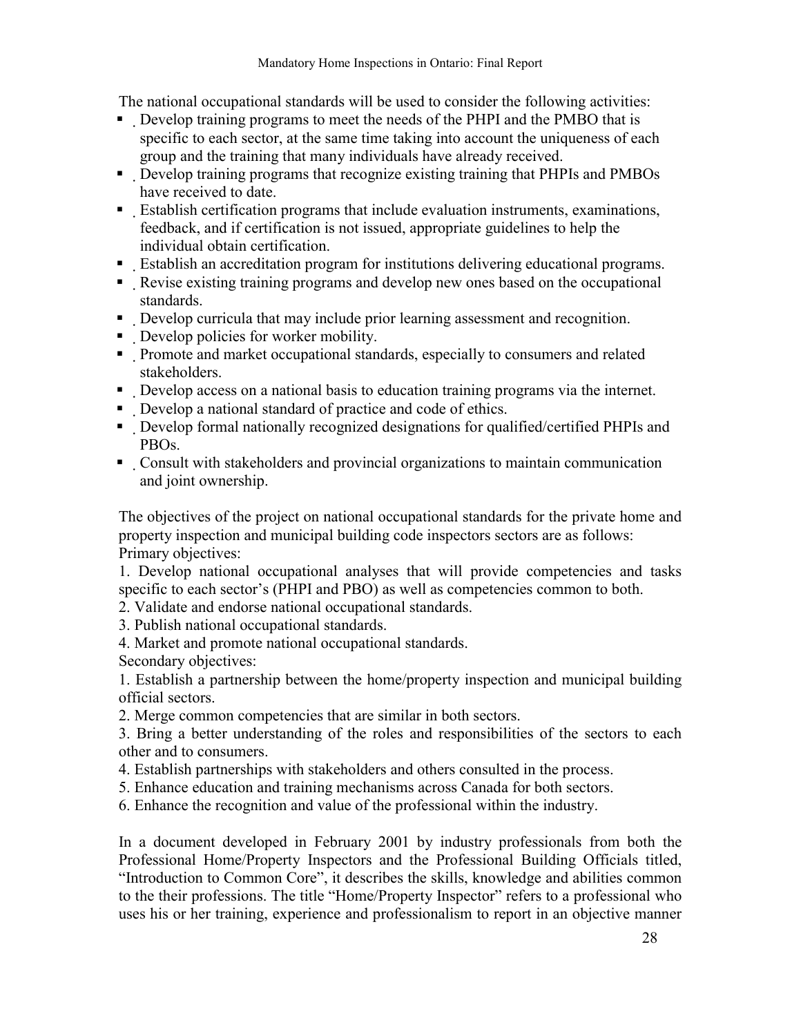The national occupational standards will be used to consider the following activities:

- Develop training programs to meet the needs of the PHPI and the PMBO that is specific to each sector, at the same time taking into account the uniqueness of each group and the training that many individuals have already received.
- Develop training programs that recognize existing training that PHPIs and PMBOs have received to date.
- Establish certification programs that include evaluation instruments, examinations, feedback, and if certification is not issued, appropriate guidelines to help the individual obtain certification.
- Establish an accreditation program for institutions delivering educational programs.
- Revise existing training programs and develop new ones based on the occupational standards.
- Develop curricula that may include prior learning assessment and recognition.
- Develop policies for worker mobility.
- Promote and market occupational standards, especially to consumers and related stakeholders.
- Develop access on a national basis to education training programs via the internet.
- Develop a national standard of practice and code of ethics.
- Develop formal nationally recognized designations for qualified/certified PHPIs and PBOs.
- Consult with stakeholders and provincial organizations to maintain communication and joint ownership.

The objectives of the project on national occupational standards for the private home and property inspection and municipal building code inspectors sectors are as follows:

Primary objectives:

1. Develop national occupational analyses that will provide competencies and tasks specific to each sector's (PHPI and PBO) as well as competencies common to both.
2. Validate and endorse national occupational standards.
3. Publish national occupational standards.
4. Market and promote national occupational standards.

Secondary objectives:

1. Establish a partnership between the home/property inspection and municipal building official sectors.
2. Merge common competencies that are similar in both sectors.
3. Bring a better understanding of the roles and responsibilities of the sectors to each other and to consumers.
4. Establish partnerships with stakeholders and others consulted in the process.
5. Enhance education and training mechanisms across Canada for both sectors.
6. Enhance the recognition and value of the professional within the industry.

In a document developed in February 2001 by industry professionals from both the Professional Home/Property Inspectors and the Professional Building Officials titled, "Introduction to Common Core", it describes the skills, knowledge and abilities common to the their professions. The title "Home/Property Inspector" refers to a professional who uses his or her training, experience and professionalism to report in an objective manner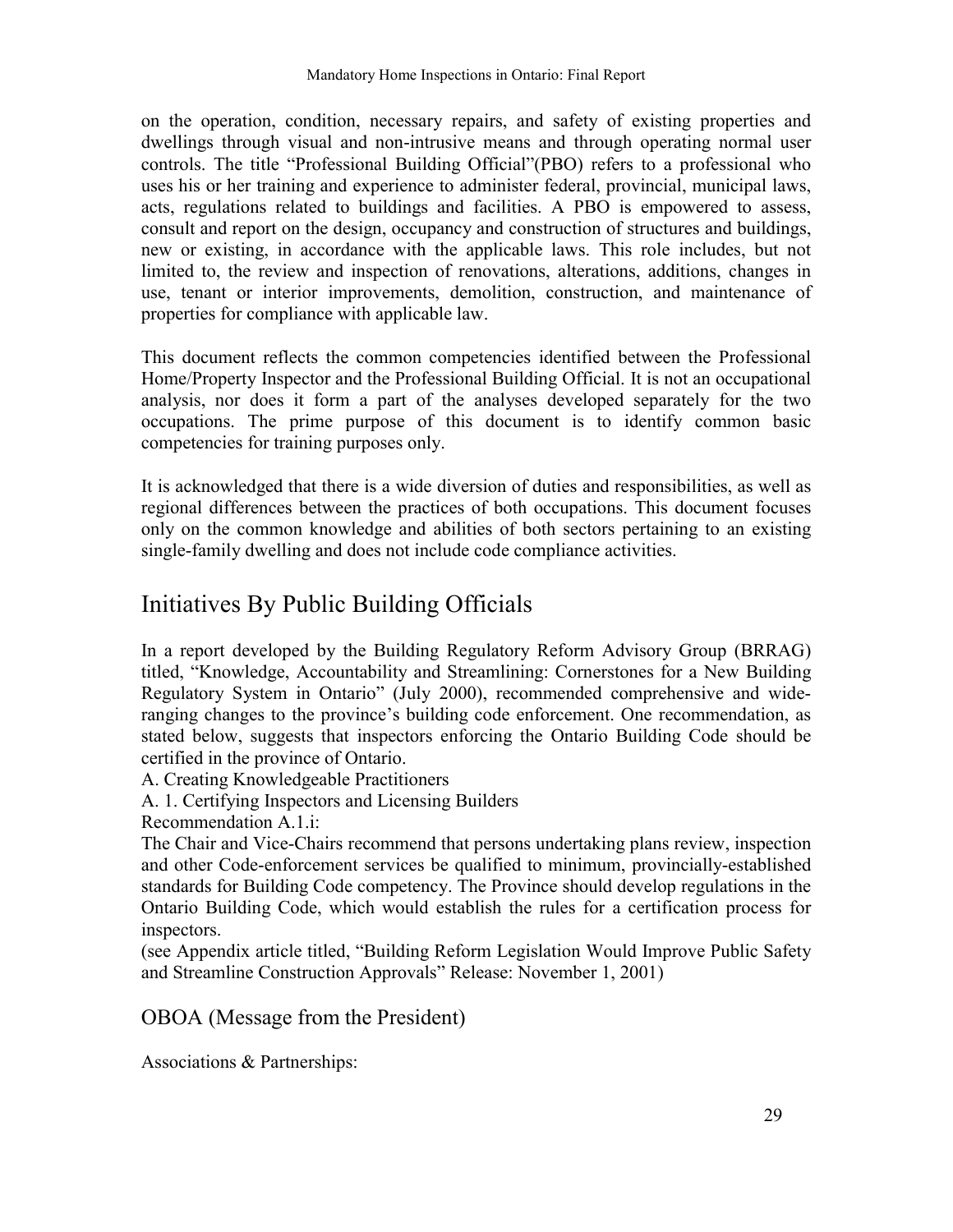on the operation, condition, necessary repairs, and safety of existing properties and dwellings through visual and non-intrusive means and through operating normal user controls. The title "Professional Building Official"(PBO) refers to a professional who uses his or her training and experience to administer federal, provincial, municipal laws, acts, regulations related to buildings and facilities. A PBO is empowered to assess, consult and report on the design, occupancy and construction of structures and buildings, new or existing, in accordance with the applicable laws. This role includes, but not limited to, the review and inspection of renovations, alterations, additions, changes in use, tenant or interior improvements, demolition, construction, and maintenance of properties for compliance with applicable law.

This document reflects the common competencies identified between the Professional Home/Property Inspector and the Professional Building Official. It is not an occupational analysis, nor does it form a part of the analyses developed separately for the two occupations. The prime purpose of this document is to identify common basic competencies for training purposes only.

It is acknowledged that there is a wide diversion of duties and responsibilities, as well as regional differences between the practices of both occupations. This document focuses only on the common knowledge and abilities of both sectors pertaining to an existing single-family dwelling and does not include code compliance activities.

## Initiatives By Public Building Officials

In a report developed by the Building Regulatory Reform Advisory Group (BRRAG) titled, "Knowledge, Accountability and Streamlining: Cornerstones for a New Building Regulatory System in Ontario" (July 2000), recommended comprehensive and wide-ranging changes to the province's building code enforcement. One recommendation, as stated below, suggests that inspectors enforcing the Ontario Building Code should be certified in the province of Ontario.

A. Creating Knowledgeable Practitioners

A. 1. Certifying Inspectors and Licensing Builders

Recommendation A.1.i:

The Chair and Vice-Chairs recommend that persons undertaking plans review, inspection and other Code-enforcement services be qualified to minimum, provincially-established standards for Building Code competency. The Province should develop regulations in the Ontario Building Code, which would establish the rules for a certification process for inspectors.

(see Appendix article titled, "Building Reform Legislation Would Improve Public Safety and Streamline Construction Approvals" Release: November 1, 2001)

### OBOA (Message from the President)

Associations & Partnerships: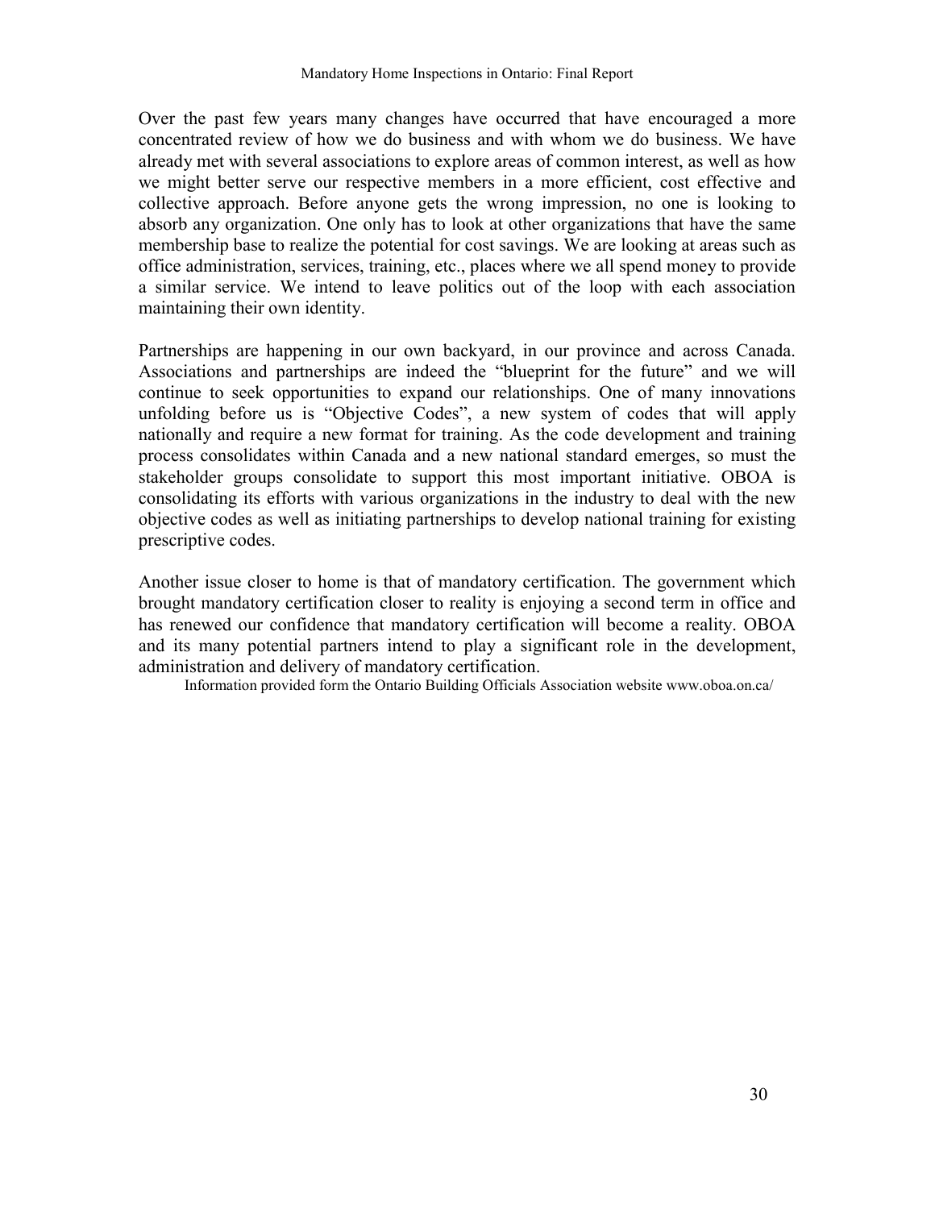Over the past few years many changes have occurred that have encouraged a more concentrated review of how we do business and with whom we do business. We have already met with several associations to explore areas of common interest, as well as how we might better serve our respective members in a more efficient, cost effective and collective approach. Before anyone gets the wrong impression, no one is looking to absorb any organization. One only has to look at other organizations that have the same membership base to realize the potential for cost savings. We are looking at areas such as office administration, services, training, etc., places where we all spend money to provide a similar service. We intend to leave politics out of the loop with each association maintaining their own identity.

Partnerships are happening in our own backyard, in our province and across Canada. Associations and partnerships are indeed the "blueprint for the future" and we will continue to seek opportunities to expand our relationships. One of many innovations unfolding before us is "Objective Codes", a new system of codes that will apply nationally and require a new format for training. As the code development and training process consolidates within Canada and a new national standard emerges, so must the stakeholder groups consolidate to support this most important initiative. OBOA is consolidating its efforts with various organizations in the industry to deal with the new objective codes as well as initiating partnerships to develop national training for existing prescriptive codes.

Another issue closer to home is that of mandatory certification. The government which brought mandatory certification closer to reality is enjoying a second term in office and has renewed our confidence that mandatory certification will become a reality. OBOA and its many potential partners intend to play a significant role in the development, administration and delivery of mandatory certification.

Information provided form the Ontario Building Officials Association website www.oboa.on.ca/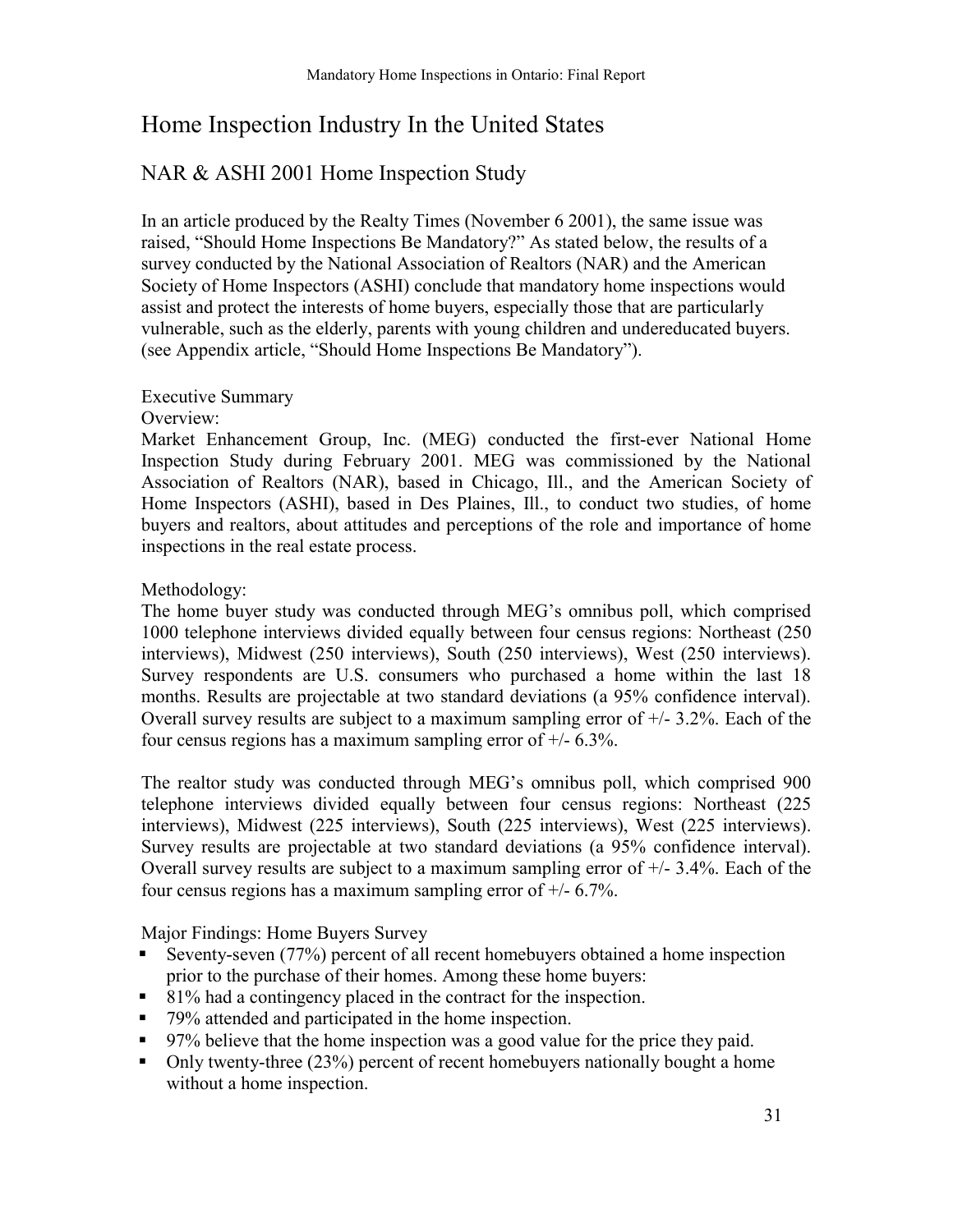# Home Inspection Industry In the United States

## NAR & ASHI 2001 Home Inspection Study

In an article produced by the Realty Times (November 6 2001), the same issue was raised, "Should Home Inspections Be Mandatory?" As stated below, the results of a survey conducted by the National Association of Realtors (NAR) and the American Society of Home Inspectors (ASHI) conclude that mandatory home inspections would assist and protect the interests of home buyers, especially those that are particularly vulnerable, such as the elderly, parents with young children and undereducated buyers. (see Appendix article, "Should Home Inspections Be Mandatory").

Executive Summary

Overview:

Market Enhancement Group, Inc. (MEG) conducted the first-ever National Home Inspection Study during February 2001. MEG was commissioned by the National Association of Realtors (NAR), based in Chicago, Ill., and the American Society of Home Inspectors (ASHI), based in Des Plaines, Ill., to conduct two studies, of home buyers and realtors, about attitudes and perceptions of the role and importance of home inspections in the real estate process.

Methodology:

The home buyer study was conducted through MEG's omnibus poll, which comprised 1000 telephone interviews divided equally between four census regions: Northeast (250 interviews), Midwest (250 interviews), South (250 interviews), West (250 interviews). Survey respondents are U.S. consumers who purchased a home within the last 18 months. Results are projectable at two standard deviations (a 95% confidence interval). Overall survey results are subject to a maximum sampling error of +/- 3.2%. Each of the four census regions has a maximum sampling error of +/- 6.3%.

The realtor study was conducted through MEG's omnibus poll, which comprised 900 telephone interviews divided equally between four census regions: Northeast (225 interviews), Midwest (225 interviews), South (225 interviews), West (225 interviews). Survey results are projectable at two standard deviations (a 95% confidence interval). Overall survey results are subject to a maximum sampling error of +/- 3.4%. Each of the four census regions has a maximum sampling error of +/- 6.7%.

Major Findings: Home Buyers Survey

- Seventy-seven (77%) percent of all recent homebuyers obtained a home inspection prior to the purchase of their homes. Among these home buyers:
- 81% had a contingency placed in the contract for the inspection.
- 79% attended and participated in the home inspection.
- 97% believe that the home inspection was a good value for the price they paid.
- Only twenty-three (23%) percent of recent homebuyers nationally bought a home without a home inspection.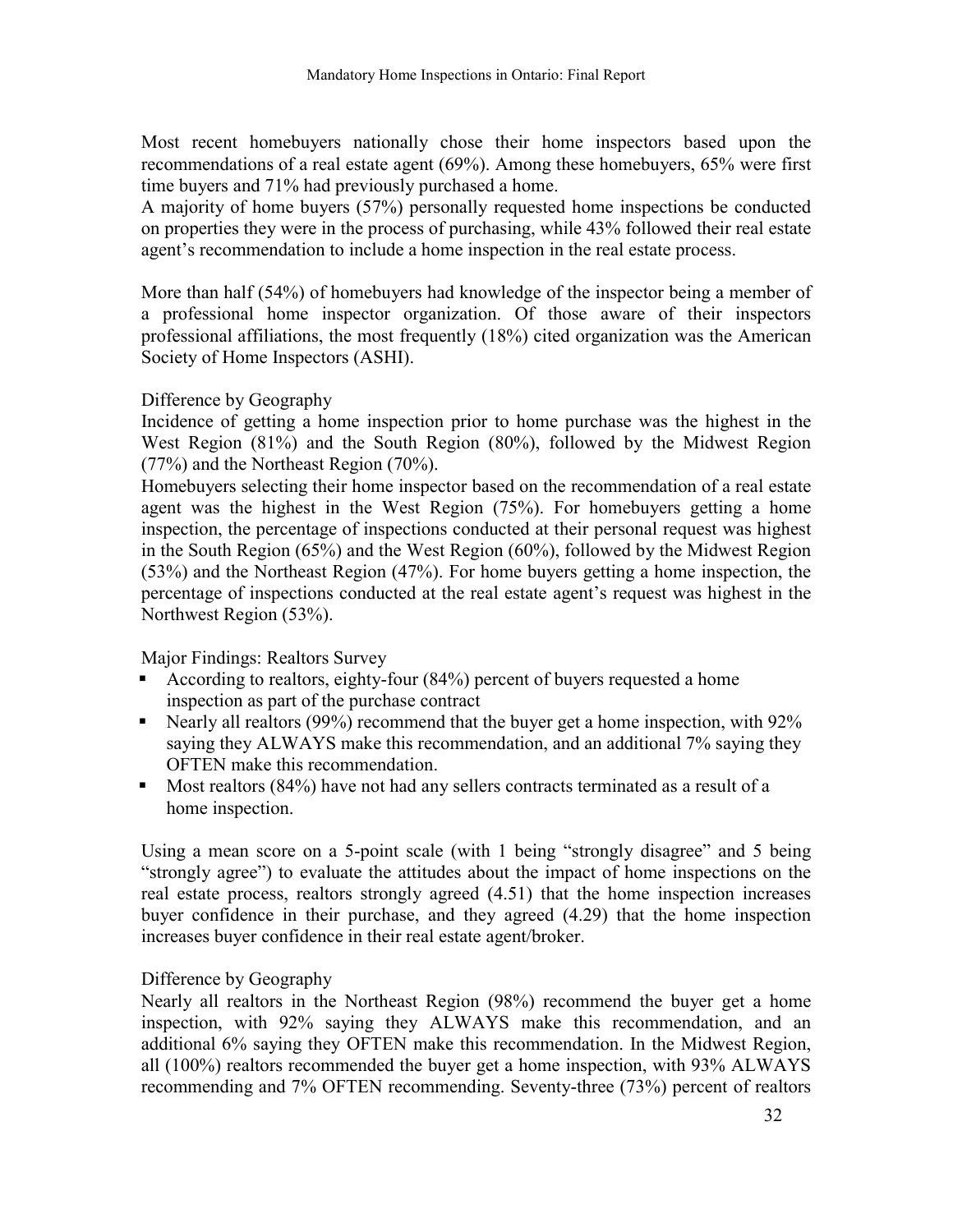Most recent homebuyers nationally chose their home inspectors based upon the recommendations of a real estate agent (69%). Among these homebuyers, 65% were first time buyers and 71% had previously purchased a home.
A majority of home buyers (57%) personally requested home inspections be conducted on properties they were in the process of purchasing, while 43% followed their real estate agent's recommendation to include a home inspection in the real estate process.

More than half (54%) of homebuyers had knowledge of the inspector being a member of a professional home inspector organization. Of those aware of their inspectors professional affiliations, the most frequently (18%) cited organization was the American Society of Home Inspectors (ASHI).

Difference by Geography

Incidence of getting a home inspection prior to home purchase was the highest in the West Region (81%) and the South Region (80%), followed by the Midwest Region (77%) and the Northeast Region (70%).
Homebuyers selecting their home inspector based on the recommendation of a real estate agent was the highest in the West Region (75%). For homebuyers getting a home inspection, the percentage of inspections conducted at their personal request was highest in the South Region (65%) and the West Region (60%), followed by the Midwest Region (53%) and the Northeast Region (47%). For home buyers getting a home inspection, the percentage of inspections conducted at the real estate agent's request was highest in the Northwest Region (53%).

Major Findings: Realtors Survey

- According to realtors, eighty-four (84%) percent of buyers requested a home inspection as part of the purchase contract
- Nearly all realtors (99%) recommend that the buyer get a home inspection, with 92% saying they ALWAYS make this recommendation, and an additional 7% saying they OFTEN make this recommendation.
- Most realtors (84%) have not had any sellers contracts terminated as a result of a home inspection.

Using a mean score on a 5-point scale (with 1 being "strongly disagree" and 5 being "strongly agree") to evaluate the attitudes about the impact of home inspections on the real estate process, realtors strongly agreed (4.51) that the home inspection increases buyer confidence in their purchase, and they agreed (4.29) that the home inspection increases buyer confidence in their real estate agent/broker.

Difference by Geography

Nearly all realtors in the Northeast Region (98%) recommend the buyer get a home inspection, with 92% saying they ALWAYS make this recommendation, and an additional 6% saying they OFTEN make this recommendation. In the Midwest Region, all (100%) realtors recommended the buyer get a home inspection, with 93% ALWAYS recommending and 7% OFTEN recommending. Seventy-three (73%) percent of realtors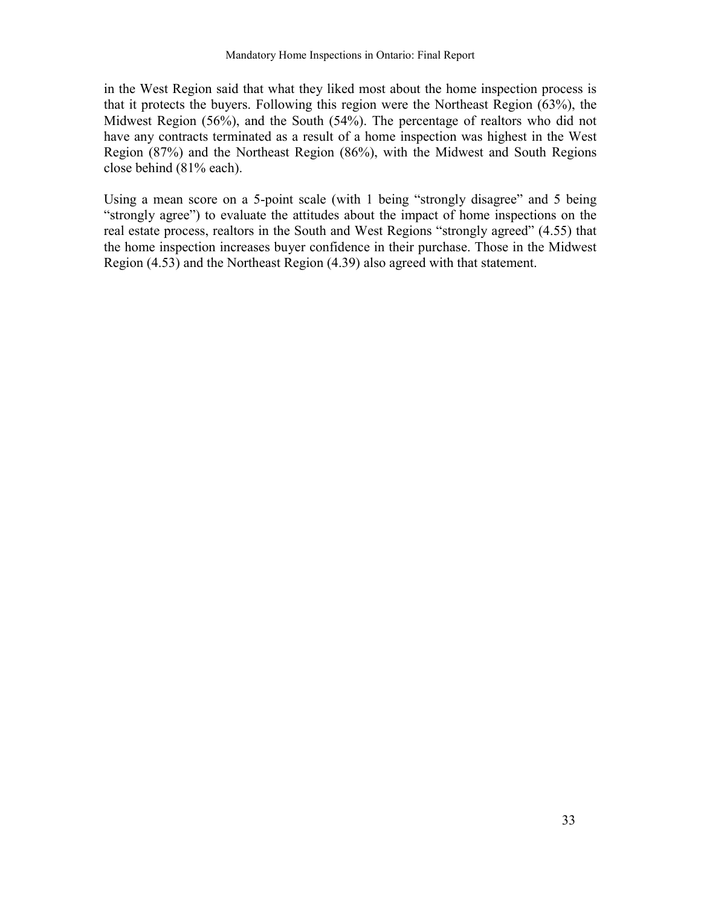in the West Region said that what they liked most about the home inspection process is that it protects the buyers. Following this region were the Northeast Region (63%), the Midwest Region (56%), and the South (54%). The percentage of realtors who did not have any contracts terminated as a result of a home inspection was highest in the West Region (87%) and the Northeast Region (86%), with the Midwest and South Regions close behind (81% each).

Using a mean score on a 5-point scale (with 1 being "strongly disagree" and 5 being "strongly agree") to evaluate the attitudes about the impact of home inspections on the real estate process, realtors in the South and West Regions "strongly agreed" (4.55) that the home inspection increases buyer confidence in their purchase. Those in the Midwest Region (4.53) and the Northeast Region (4.39) also agreed with that statement.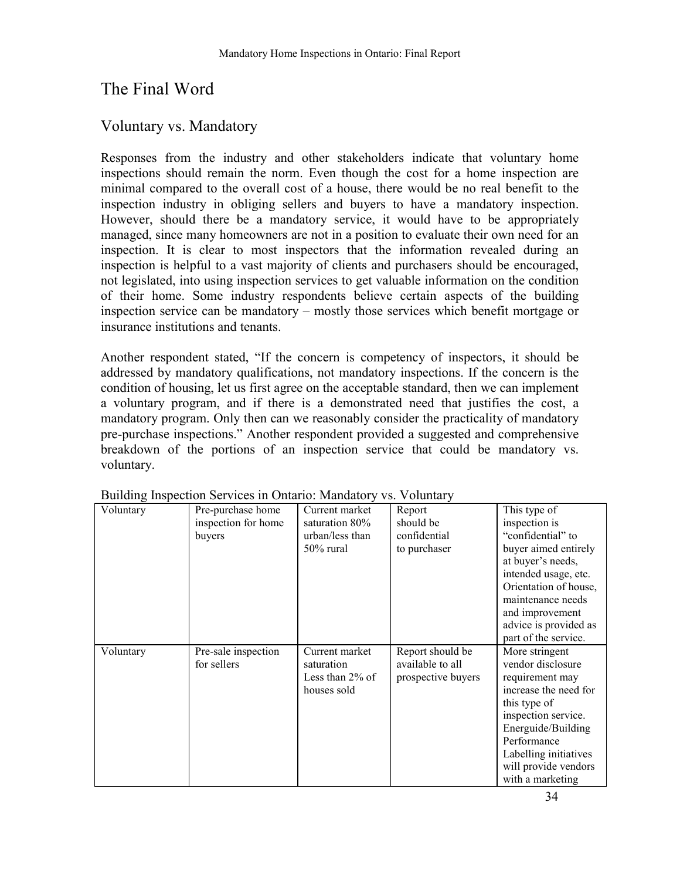# The Final Word

## Voluntary vs. Mandatory

Responses from the industry and other stakeholders indicate that voluntary home inspections should remain the norm. Even though the cost for a home inspection are minimal compared to the overall cost of a house, there would be no real benefit to the inspection industry in obliging sellers and buyers to have a mandatory inspection. However, should there be a mandatory service, it would have to be appropriately managed, since many homeowners are not in a position to evaluate their own need for an inspection. It is clear to most inspectors that the information revealed during an inspection is helpful to a vast majority of clients and purchasers should be encouraged, not legislated, into using inspection services to get valuable information on the condition of their home. Some industry respondents believe certain aspects of the building inspection service can be mandatory – mostly those services which benefit mortgage or insurance institutions and tenants.

Another respondent stated, "If the concern is competency of inspectors, it should be addressed by mandatory qualifications, not mandatory inspections. If the concern is the condition of housing, let us first agree on the acceptable standard, then we can implement a voluntary program, and if there is a demonstrated need that justifies the cost, a mandatory program. Only then can we reasonably consider the practicality of mandatory pre-purchase inspections." Another respondent provided a suggested and comprehensive breakdown of the portions of an inspection service that could be mandatory vs. voluntary.

Building Inspection Services in Ontario: Mandatory vs. Voluntary

| | | | | |
|---|---|---|---|---|
| Voluntary | Pre-purchase home inspection for home buyers | Current market saturation 80% urban/less than 50% rural | Report should be confidential to purchaser | This type of inspection is "confidential" to buyer aimed entirely at buyer's needs, intended usage, etc. Orientation of house, maintenance needs and improvement advice is provided as part of the service. |
| Voluntary | Pre-sale inspection for sellers | Current market saturation Less than 2% of houses sold | Report should be available to all prospective buyers | More stringent vendor disclosure requirement may increase the need for this type of inspection service. Energuide/Building Performance Labelling initiatives will provide vendors with a marketing |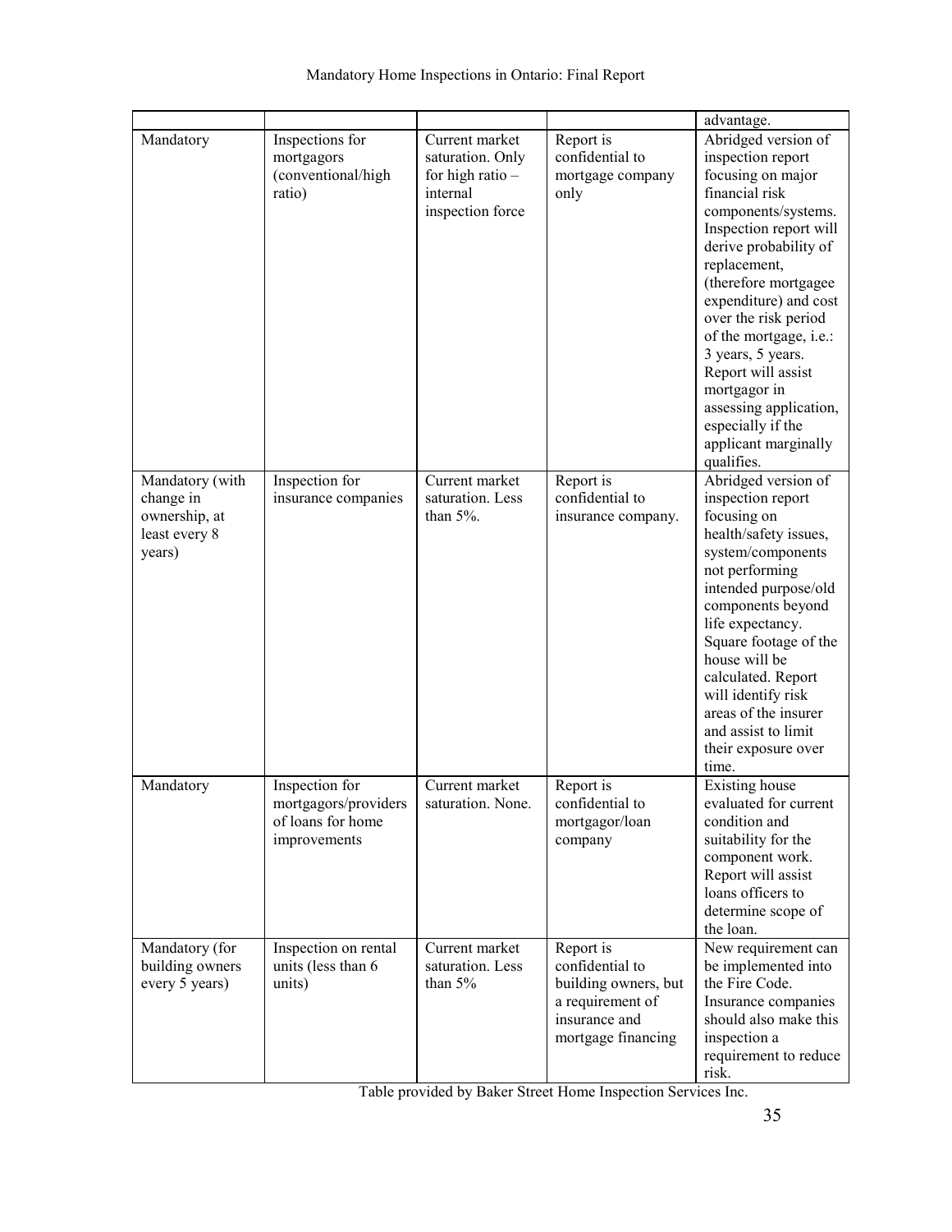| | | | | |
|---|---|---|---|---|
| | | | | advantage. |
| Mandatory | Inspections for mortgagors (conventional/high ratio) | Current market saturation. Only for high ratio – internal inspection force | Report is confidential to mortgage company only | Abridged version of inspection report focusing on major financial risk components/systems. Inspection report will derive probability of replacement, (therefore mortgagee expenditure) and cost over the risk period of the mortgage, i.e.: 3 years, 5 years. Report will assist mortgagor in assessing application, especially if the applicant marginally qualifies. |
| Mandatory (with change in ownership, at least every 8 years) | Inspection for insurance companies | Current market saturation. Less than 5%. | Report is confidential to insurance company. | Abridged version of inspection report focusing on health/safety issues, system/components not performing intended purpose/old components beyond life expectancy. Square footage of the house will be calculated. Report will identify risk areas of the insurer and assist to limit their exposure over time. |
| Mandatory | Inspection for mortgagors/providers of loans for home improvements | Current market saturation. None. | Report is confidential to mortgagor/loan company | Existing house evaluated for current condition and suitability for the component work. Report will assist loans officers to determine scope of the loan. |
| Mandatory (for building owners every 5 years) | Inspection on rental units (less than 6 units) | Current market saturation. Less than 5% | Report is confidential to building owners, but a requirement of insurance and mortgage financing | New requirement can be implemented into the Fire Code. Insurance companies should also make this inspection a requirement to reduce risk. |

Table provided by Baker Street Home Inspection Services Inc.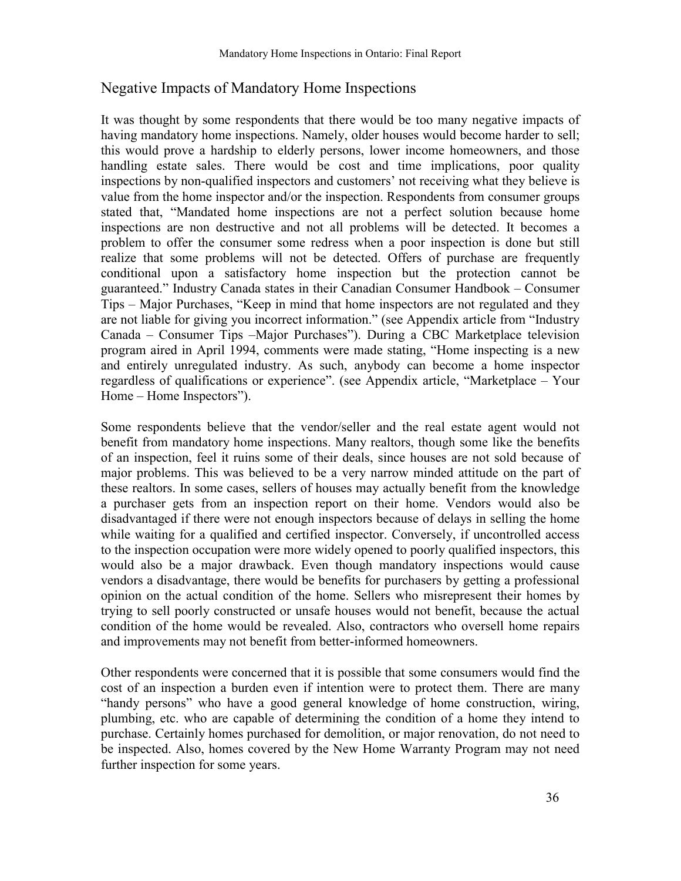## Negative Impacts of Mandatory Home Inspections

It was thought by some respondents that there would be too many negative impacts of having mandatory home inspections. Namely, older houses would become harder to sell; this would prove a hardship to elderly persons, lower income homeowners, and those handling estate sales. There would be cost and time implications, poor quality inspections by non-qualified inspectors and customers' not receiving what they believe is value from the home inspector and/or the inspection. Respondents from consumer groups stated that, "Mandated home inspections are not a perfect solution because home inspections are non destructive and not all problems will be detected. It becomes a problem to offer the consumer some redress when a poor inspection is done but still realize that some problems will not be detected. Offers of purchase are frequently conditional upon a satisfactory home inspection but the protection cannot be guaranteed." Industry Canada states in their Canadian Consumer Handbook – Consumer Tips – Major Purchases, "Keep in mind that home inspectors are not regulated and they are not liable for giving you incorrect information." (see Appendix article from "Industry Canada – Consumer Tips –Major Purchases"). During a CBC Marketplace television program aired in April 1994, comments were made stating, "Home inspecting is a new and entirely unregulated industry. As such, anybody can become a home inspector regardless of qualifications or experience". (see Appendix article, "Marketplace – Your Home – Home Inspectors").

Some respondents believe that the vendor/seller and the real estate agent would not benefit from mandatory home inspections. Many realtors, though some like the benefits of an inspection, feel it ruins some of their deals, since houses are not sold because of major problems. This was believed to be a very narrow minded attitude on the part of these realtors. In some cases, sellers of houses may actually benefit from the knowledge a purchaser gets from an inspection report on their home. Vendors would also be disadvantaged if there were not enough inspectors because of delays in selling the home while waiting for a qualified and certified inspector. Conversely, if uncontrolled access to the inspection occupation were more widely opened to poorly qualified inspectors, this would also be a major drawback. Even though mandatory inspections would cause vendors a disadvantage, there would be benefits for purchasers by getting a professional opinion on the actual condition of the home. Sellers who misrepresent their homes by trying to sell poorly constructed or unsafe houses would not benefit, because the actual condition of the home would be revealed. Also, contractors who oversell home repairs and improvements may not benefit from better-informed homeowners.

Other respondents were concerned that it is possible that some consumers would find the cost of an inspection a burden even if intention were to protect them. There are many "handy persons" who have a good general knowledge of home construction, wiring, plumbing, etc. who are capable of determining the condition of a home they intend to purchase. Certainly homes purchased for demolition, or major renovation, do not need to be inspected. Also, homes covered by the New Home Warranty Program may not need further inspection for some years.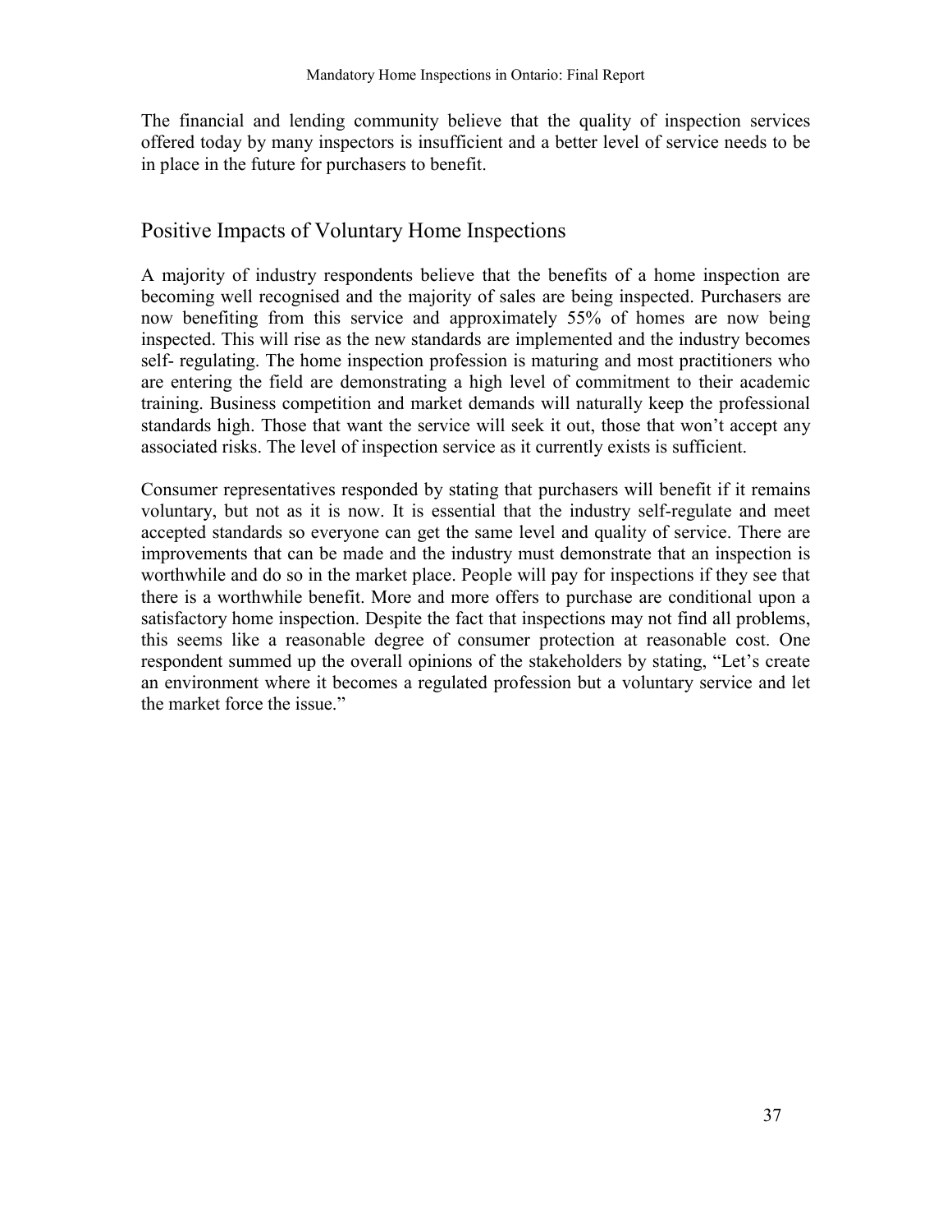The financial and lending community believe that the quality of inspection services offered today by many inspectors is insufficient and a better level of service needs to be in place in the future for purchasers to benefit.

## Positive Impacts of Voluntary Home Inspections

A majority of industry respondents believe that the benefits of a home inspection are becoming well recognised and the majority of sales are being inspected. Purchasers are now benefiting from this service and approximately 55% of homes are now being inspected. This will rise as the new standards are implemented and the industry becomes self- regulating. The home inspection profession is maturing and most practitioners who are entering the field are demonstrating a high level of commitment to their academic training. Business competition and market demands will naturally keep the professional standards high. Those that want the service will seek it out, those that won't accept any associated risks. The level of inspection service as it currently exists is sufficient.

Consumer representatives responded by stating that purchasers will benefit if it remains voluntary, but not as it is now. It is essential that the industry self-regulate and meet accepted standards so everyone can get the same level and quality of service. There are improvements that can be made and the industry must demonstrate that an inspection is worthwhile and do so in the market place. People will pay for inspections if they see that there is a worthwhile benefit. More and more offers to purchase are conditional upon a satisfactory home inspection. Despite the fact that inspections may not find all problems, this seems like a reasonable degree of consumer protection at reasonable cost. One respondent summed up the overall opinions of the stakeholders by stating, "Let's create an environment where it becomes a regulated profession but a voluntary service and let the market force the issue."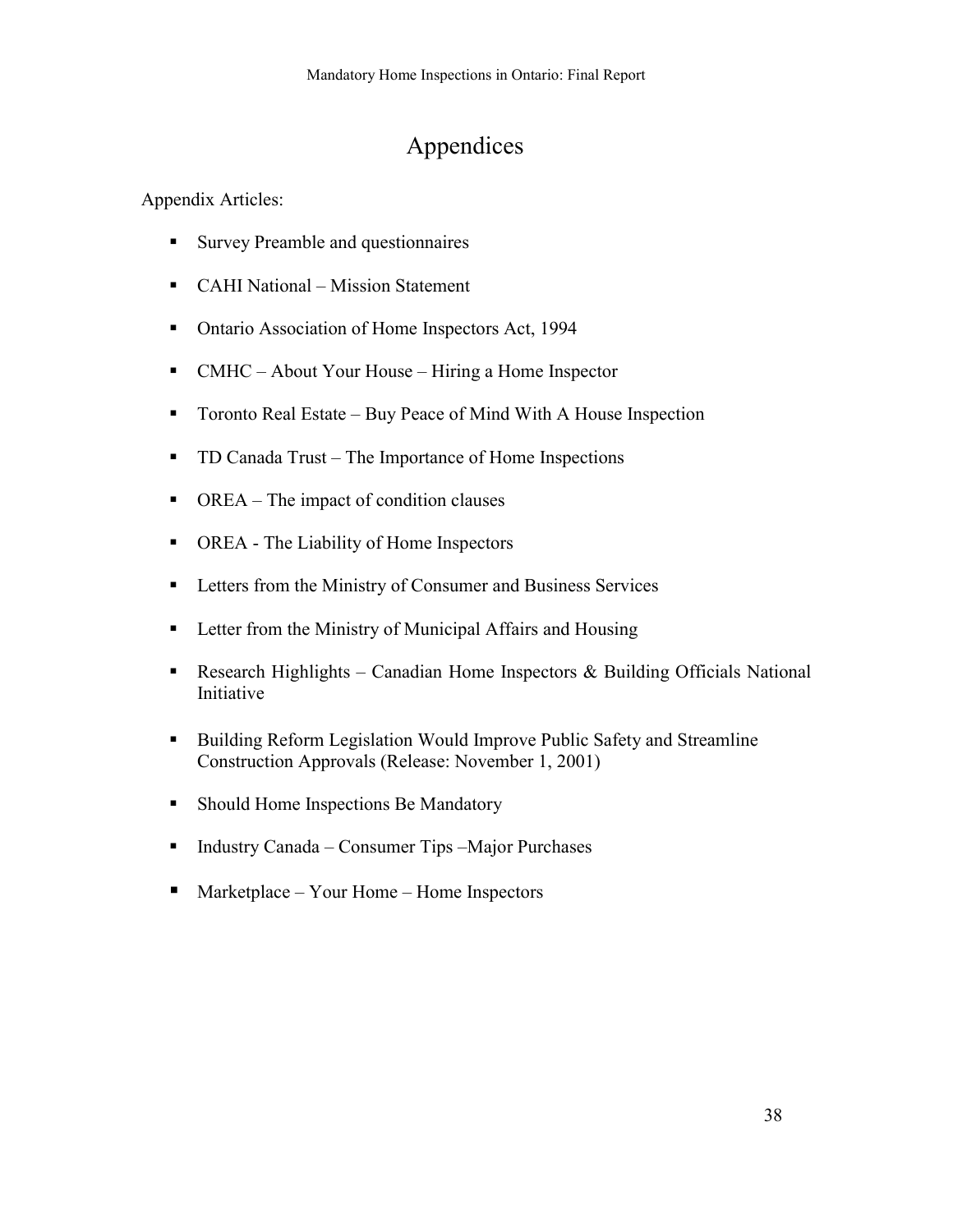# Appendices

Appendix Articles:

- Survey Preamble and questionnaires
- CAHI National – Mission Statement
- Ontario Association of Home Inspectors Act, 1994
- CMHC – About Your House – Hiring a Home Inspector
- Toronto Real Estate – Buy Peace of Mind With A House Inspection
- TD Canada Trust – The Importance of Home Inspections
- OREA – The impact of condition clauses
- OREA - The Liability of Home Inspectors
- Letters from the Ministry of Consumer and Business Services
- Letter from the Ministry of Municipal Affairs and Housing
- Research Highlights – Canadian Home Inspectors & Building Officials National Initiative
- Building Reform Legislation Would Improve Public Safety and Streamline Construction Approvals (Release: November 1, 2001)
- Should Home Inspections Be Mandatory
- Industry Canada – Consumer Tips –Major Purchases
- Marketplace – Your Home – Home Inspectors